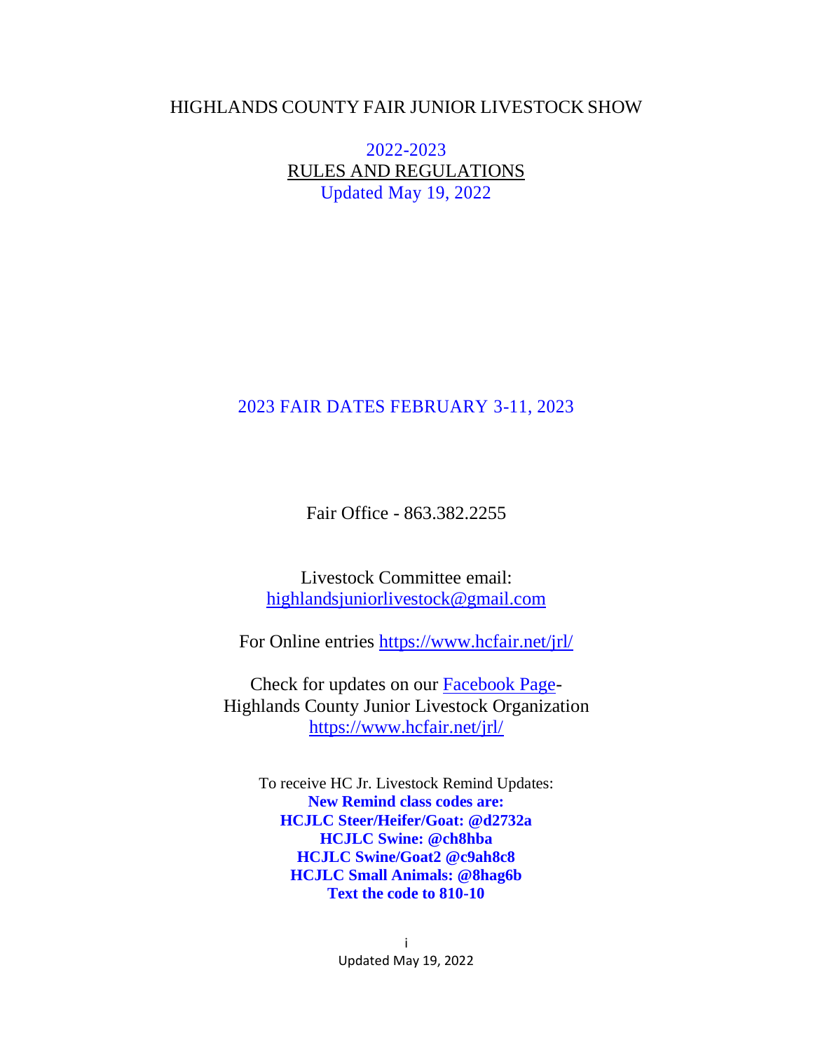# HIGHLANDS COUNTY FAIR JUNIOR LIVESTOCK SHOW

2022-2023

RULES AND REGULATIONS

Updated May 19, 2022

2023 FAIR DATES FEBRUARY 3-11, 2023

Fair Office - 863.382.2255

Livestock Committee email:
highlandsjuniorlivestock@gmail.com

For Online entries https://www.hcfair.net/jrl/

Check for updates on our Facebook Page-
Highlands County Junior Livestock Organization
https://www.hcfair.net/jrl/

To receive HC Jr. Livestock Remind Updates:

**New Remind class codes are:**

**HCJLC Steer/Heifer/Goat: @d2732a**

**HCJLC Swine: @ch8hba**

**HCJLC Swine/Goat2 @c9ah8c8**

**HCJLC Small Animals: @8hag6b**

**Text the code to 810-10**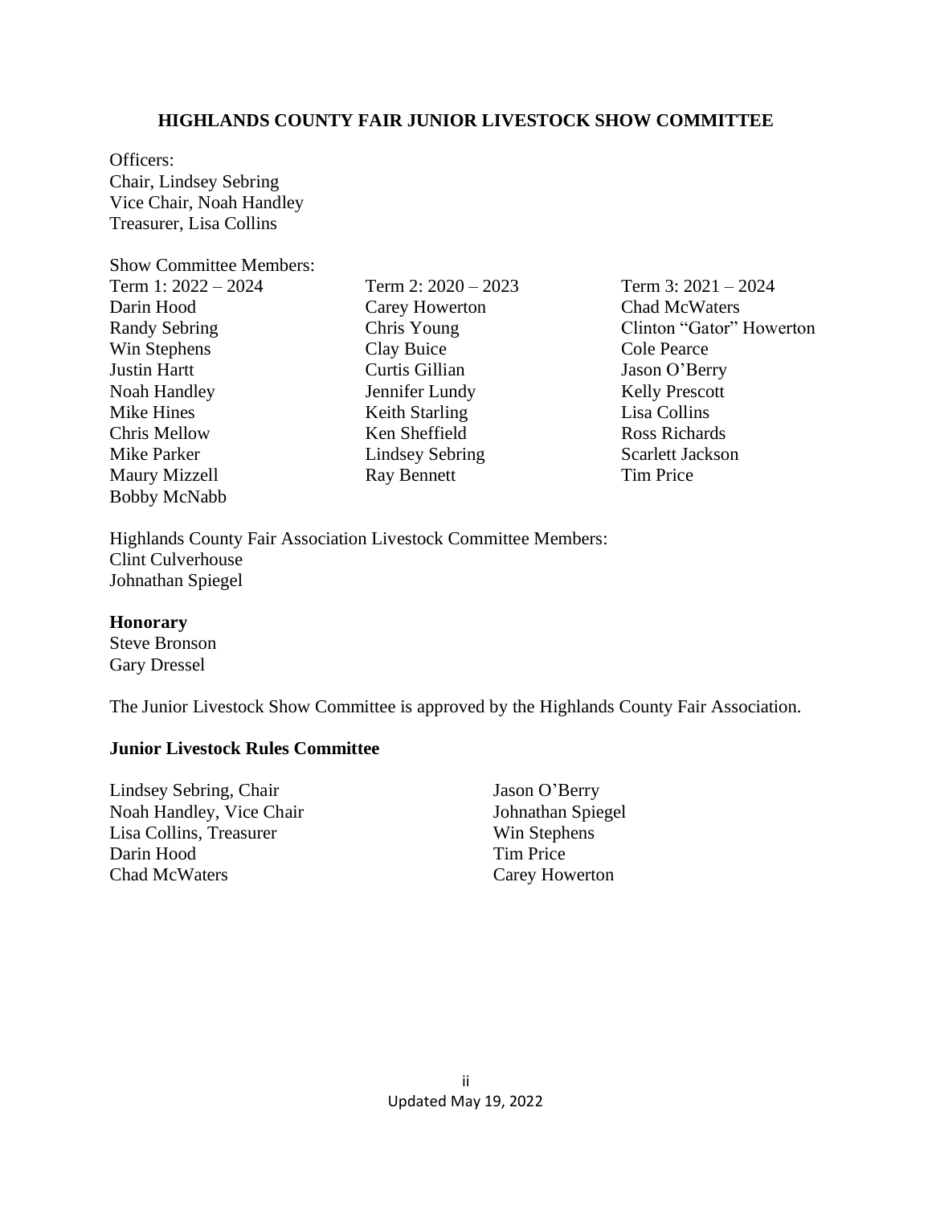# HIGHLANDS COUNTY FAIR JUNIOR LIVESTOCK SHOW COMMITTEE

Officers:
Chair, Lindsey Sebring
Vice Chair, Noah Handley
Treasurer, Lisa Collins

Show Committee Members:

| Term 1: 2022 – 2024 | Term 2: 2020 – 2023 | Term 3: 2021 – 2024 |
|---|---|---|
| Darin Hood | Carey Howerton | Chad McWaters |
| Randy Sebring | Chris Young | Clinton "Gator" Howerton |
| Win Stephens | Clay Buice | Cole Pearce |
| Justin Hartt | Curtis Gillian | Jason O'Berry |
| Noah Handley | Jennifer Lundy | Kelly Prescott |
| Mike Hines | Keith Starling | Lisa Collins |
| Chris Mellow | Ken Sheffield | Ross Richards |
| Mike Parker | Lindsey Sebring | Scarlett Jackson |
| Maury Mizzell | Ray Bennett | Tim Price |
| Bobby McNabb | | |

Highlands County Fair Association Livestock Committee Members:
Clint Culverhouse
Johnathan Spiegel

**Honorary**
Steve Bronson
Gary Dressel

The Junior Livestock Show Committee is approved by the Highlands County Fair Association.

**Junior Livestock Rules Committee**

Lindsey Sebring, Chair
Noah Handley, Vice Chair
Lisa Collins, Treasurer
Darin Hood
Chad McWaters
Jason O'Berry
Johnathan Spiegel
Win Stephens
Tim Price
Carey Howerton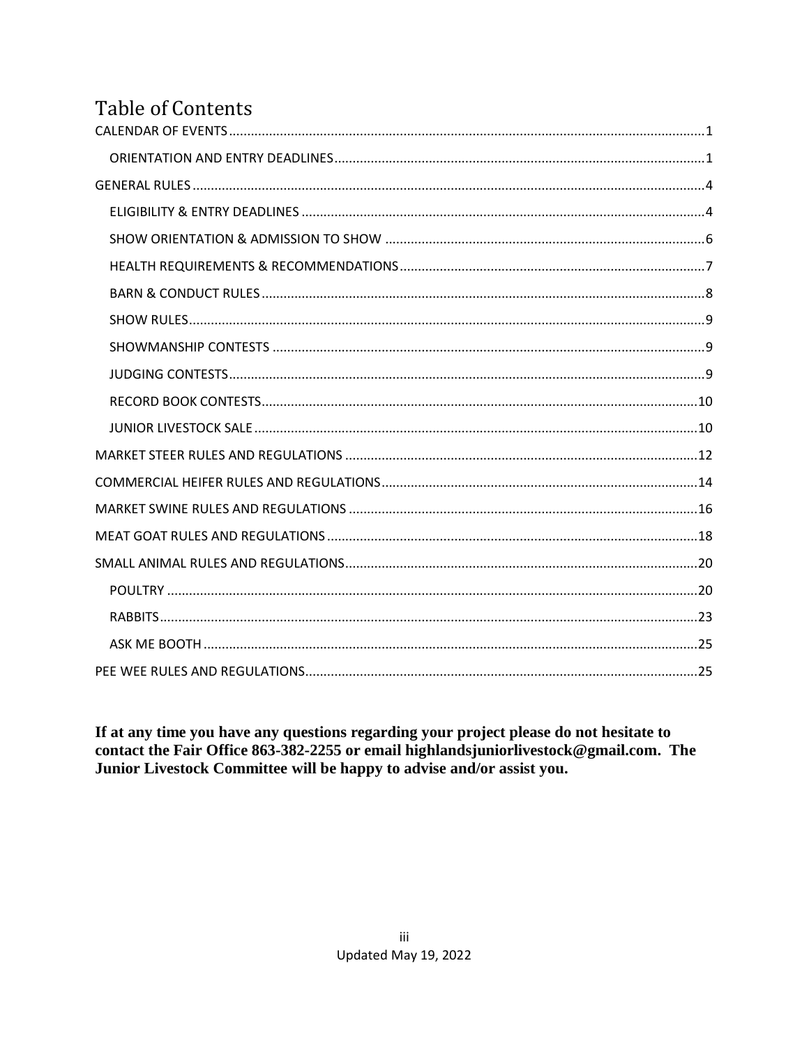# Table of Contents

- CALENDAR OF EVENTS ..... 1
  - ORIENTATION AND ENTRY DEADLINES ..... 1
- GENERAL RULES ..... 4
  - ELIGIBILITY & ENTRY DEADLINES ..... 4
  - SHOW ORIENTATION & ADMISSION TO SHOW ..... 6
  - HEALTH REQUIREMENTS & RECOMMENDATIONS ..... 7
  - BARN & CONDUCT RULES ..... 8
  - SHOW RULES ..... 9
  - SHOWMANSHIP CONTESTS ..... 9
  - JUDGING CONTESTS ..... 9
  - RECORD BOOK CONTESTS ..... 10
  - JUNIOR LIVESTOCK SALE ..... 10
- MARKET STEER RULES AND REGULATIONS ..... 12
- COMMERCIAL HEIFER RULES AND REGULATIONS ..... 14
- MARKET SWINE RULES AND REGULATIONS ..... 16
- MEAT GOAT RULES AND REGULATIONS ..... 18
- SMALL ANIMAL RULES AND REGULATIONS ..... 20
  - POULTRY ..... 20
  - RABBITS ..... 23
  - ASK ME BOOTH ..... 25
- PEE WEE RULES AND REGULATIONS ..... 25

**If at any time you have any questions regarding your project please do not hesitate to contact the Fair Office 863-382-2255 or email highlandsjuniorlivestock@gmail.com. The Junior Livestock Committee will be happy to advise and/or assist you.**

Updated May 19, 2022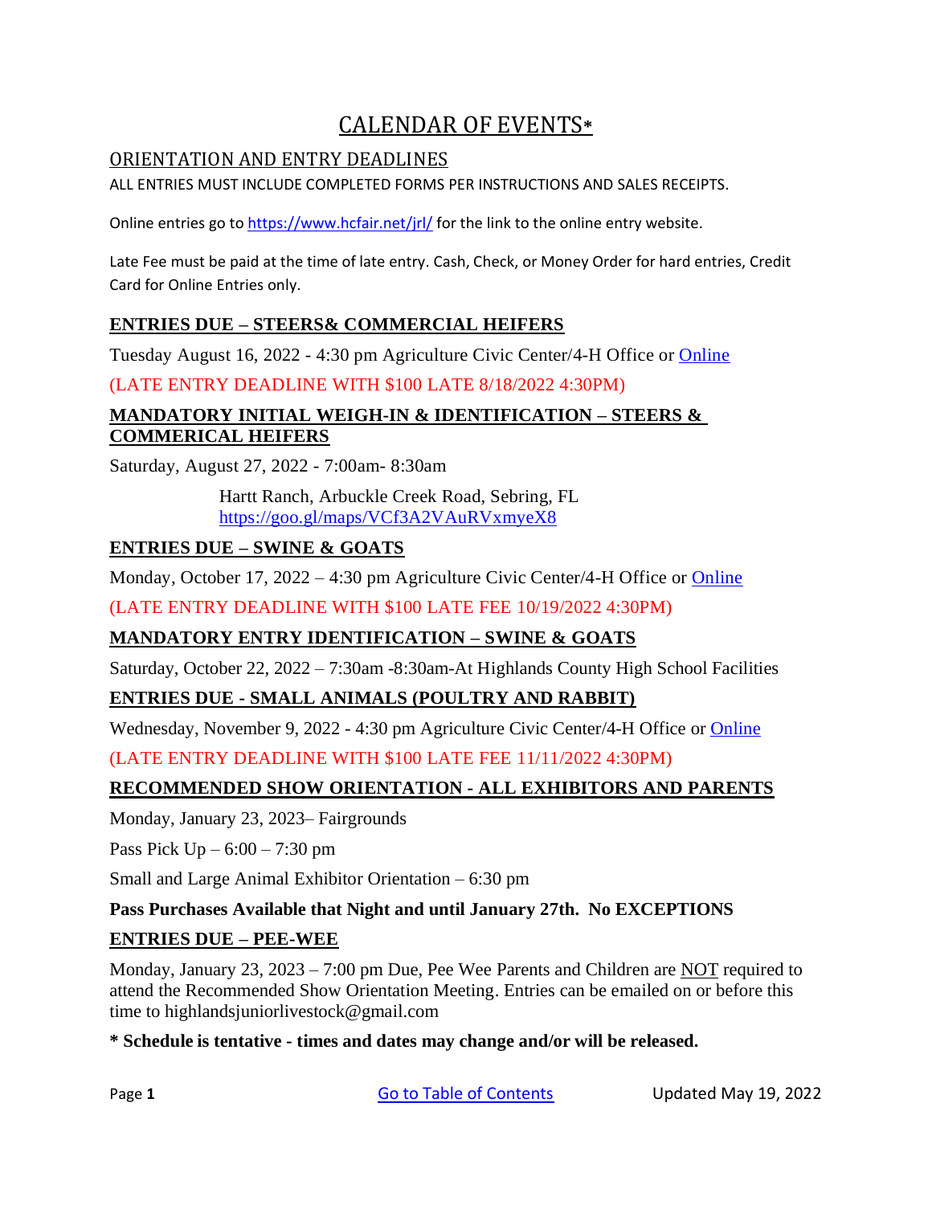# CALENDAR OF EVENTS*

## ORIENTATION AND ENTRY DEADLINES

ALL ENTRIES MUST INCLUDE COMPLETED FORMS PER INSTRUCTIONS AND SALES RECEIPTS.

Online entries go to https://www.hcfair.net/jrl/ for the link to the online entry website.

Late Fee must be paid at the time of late entry. Cash, Check, or Money Order for hard entries, Credit Card for Online Entries only.

### ENTRIES DUE – STEERS& COMMERCIAL HEIFERS

Tuesday August 16, 2022 - 4:30 pm Agriculture Civic Center/4-H Office or Online

(LATE ENTRY DEADLINE WITH $100 LATE 8/18/2022 4:30PM)

### MANDATORY INITIAL WEIGH-IN & IDENTIFICATION – STEERS & COMMERICAL HEIFERS

Saturday, August 27, 2022 - 7:00am- 8:30am

Hartt Ranch, Arbuckle Creek Road, Sebring, FL
https://goo.gl/maps/VCf3A2VAuRVxmyeX8

### ENTRIES DUE – SWINE & GOATS

Monday, October 17, 2022 – 4:30 pm Agriculture Civic Center/4-H Office or Online

(LATE ENTRY DEADLINE WITH $100 LATE FEE 10/19/2022 4:30PM)

### MANDATORY ENTRY IDENTIFICATION – SWINE & GOATS

Saturday, October 22, 2022 – 7:30am -8:30am-At Highlands County High School Facilities

### ENTRIES DUE - SMALL ANIMALS (POULTRY AND RABBIT)

Wednesday, November 9, 2022 - 4:30 pm Agriculture Civic Center/4-H Office or Online

(LATE ENTRY DEADLINE WITH $100 LATE FEE 11/11/2022 4:30PM)

### RECOMMENDED SHOW ORIENTATION - ALL EXHIBITORS AND PARENTS

Monday, January 23, 2023– Fairgrounds

Pass Pick Up – 6:00 – 7:30 pm

Small and Large Animal Exhibitor Orientation – 6:30 pm

**Pass Purchases Available that Night and until January 27th. No EXCEPTIONS**

### ENTRIES DUE – PEE-WEE

Monday, January 23, 2023 – 7:00 pm Due, Pee Wee Parents and Children are NOT required to attend the Recommended Show Orientation Meeting. Entries can be emailed on or before this time to highlandsjuniorlivestock@gmail.com

**\* Schedule is tentative - times and dates may change and/or will be released.**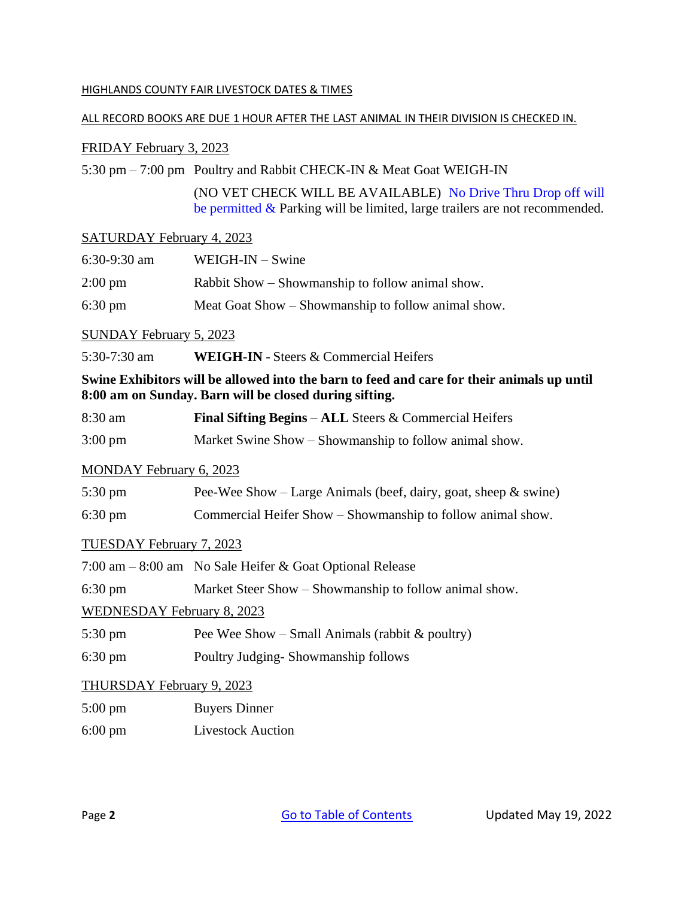## HIGHLANDS COUNTY FAIR LIVESTOCK DATES & TIMES

ALL RECORD BOOKS ARE DUE 1 HOUR AFTER THE LAST ANIMAL IN THEIR DIVISION IS CHECKED IN.

### FRIDAY February 3, 2023

5:30 pm – 7:00 pm Poultry and Rabbit CHECK-IN & Meat Goat WEIGH-IN

(NO VET CHECK WILL BE AVAILABLE) No Drive Thru Drop off will be permitted & Parking will be limited, large trailers are not recommended.

### SATURDAY February 4, 2023

6:30-9:30 am WEIGH-IN – Swine

2:00 pm Rabbit Show – Showmanship to follow animal show.

6:30 pm Meat Goat Show – Showmanship to follow animal show.

### SUNDAY February 5, 2023

5:30-7:30 am **WEIGH-IN** - Steers & Commercial Heifers

**Swine Exhibitors will be allowed into the barn to feed and care for their animals up until 8:00 am on Sunday. Barn will be closed during sifting.**

8:30 am **Final Sifting Begins** – **ALL** Steers & Commercial Heifers

3:00 pm Market Swine Show – Showmanship to follow animal show.

### MONDAY February 6, 2023

5:30 pm Pee-Wee Show – Large Animals (beef, dairy, goat, sheep & swine)

6:30 pm Commercial Heifer Show – Showmanship to follow animal show.

### TUESDAY February 7, 2023

7:00 am – 8:00 am No Sale Heifer & Goat Optional Release

6:30 pm Market Steer Show – Showmanship to follow animal show.

### WEDNESDAY February 8, 2023

5:30 pm Pee Wee Show – Small Animals (rabbit & poultry)

6:30 pm Poultry Judging- Showmanship follows

### THURSDAY February 9, 2023

5:00 pm Buyers Dinner

6:00 pm Livestock Auction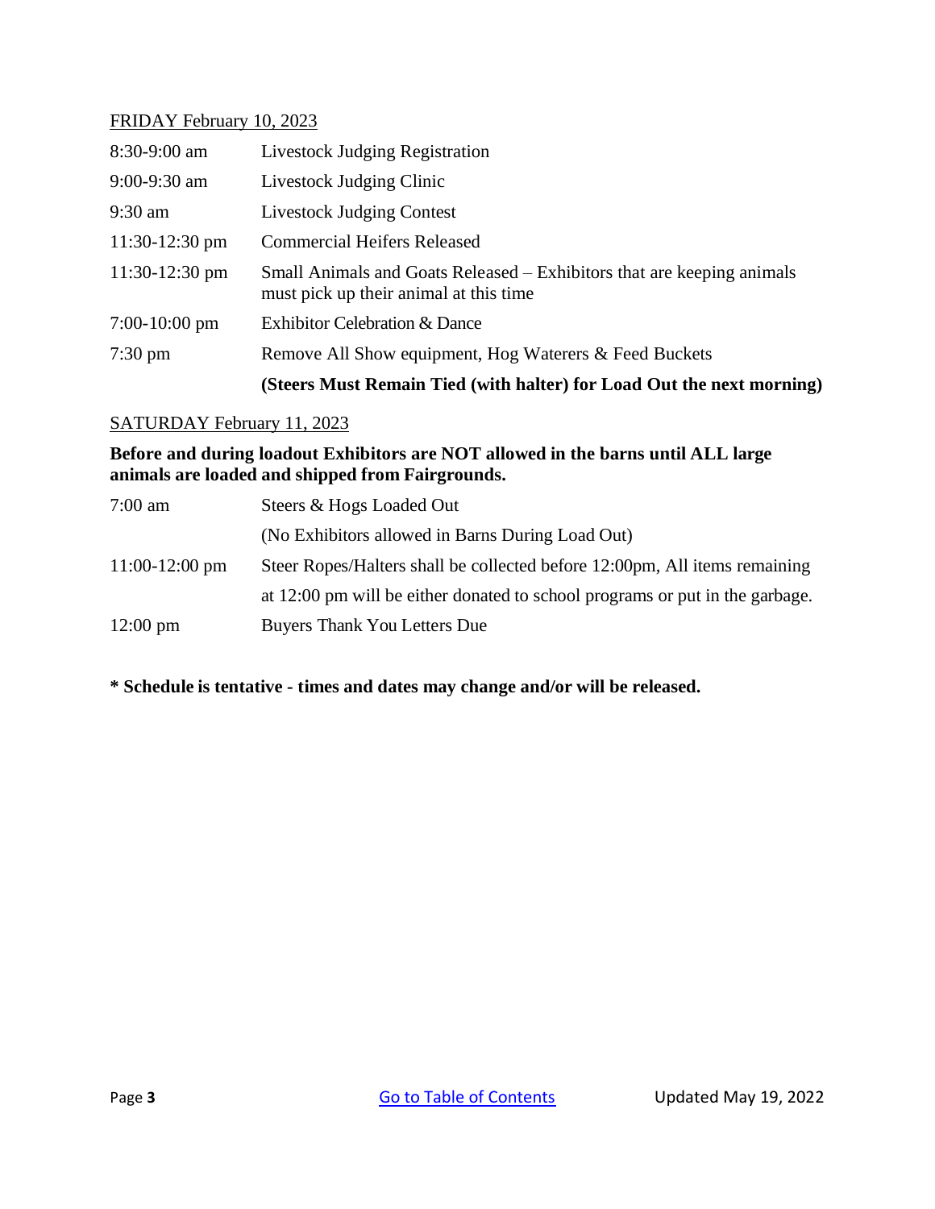FRIDAY February 10, 2023

| | |
|---|---|
| 8:30-9:00 am | Livestock Judging Registration |
| 9:00-9:30 am | Livestock Judging Clinic |
| 9:30 am | Livestock Judging Contest |
| 11:30-12:30 pm | Commercial Heifers Released |
| 11:30-12:30 pm | Small Animals and Goats Released – Exhibitors that are keeping animals must pick up their animal at this time |
| 7:00-10:00 pm | Exhibitor Celebration & Dance |
| 7:30 pm | Remove All Show equipment, Hog Waterers & Feed Buckets |
| | **(Steers Must Remain Tied (with halter) for Load Out the next morning)** |

SATURDAY February 11, 2023

**Before and during loadout Exhibitors are NOT allowed in the barns until ALL large animals are loaded and shipped from Fairgrounds.**

| | |
|---|---|
| 7:00 am | Steers & Hogs Loaded Out |
| | (No Exhibitors allowed in Barns During Load Out) |
| 11:00-12:00 pm | Steer Ropes/Halters shall be collected before 12:00pm, All items remaining at 12:00 pm will be either donated to school programs or put in the garbage. |
| 12:00 pm | Buyers Thank You Letters Due |

**\* Schedule is tentative - times and dates may change and/or will be released.**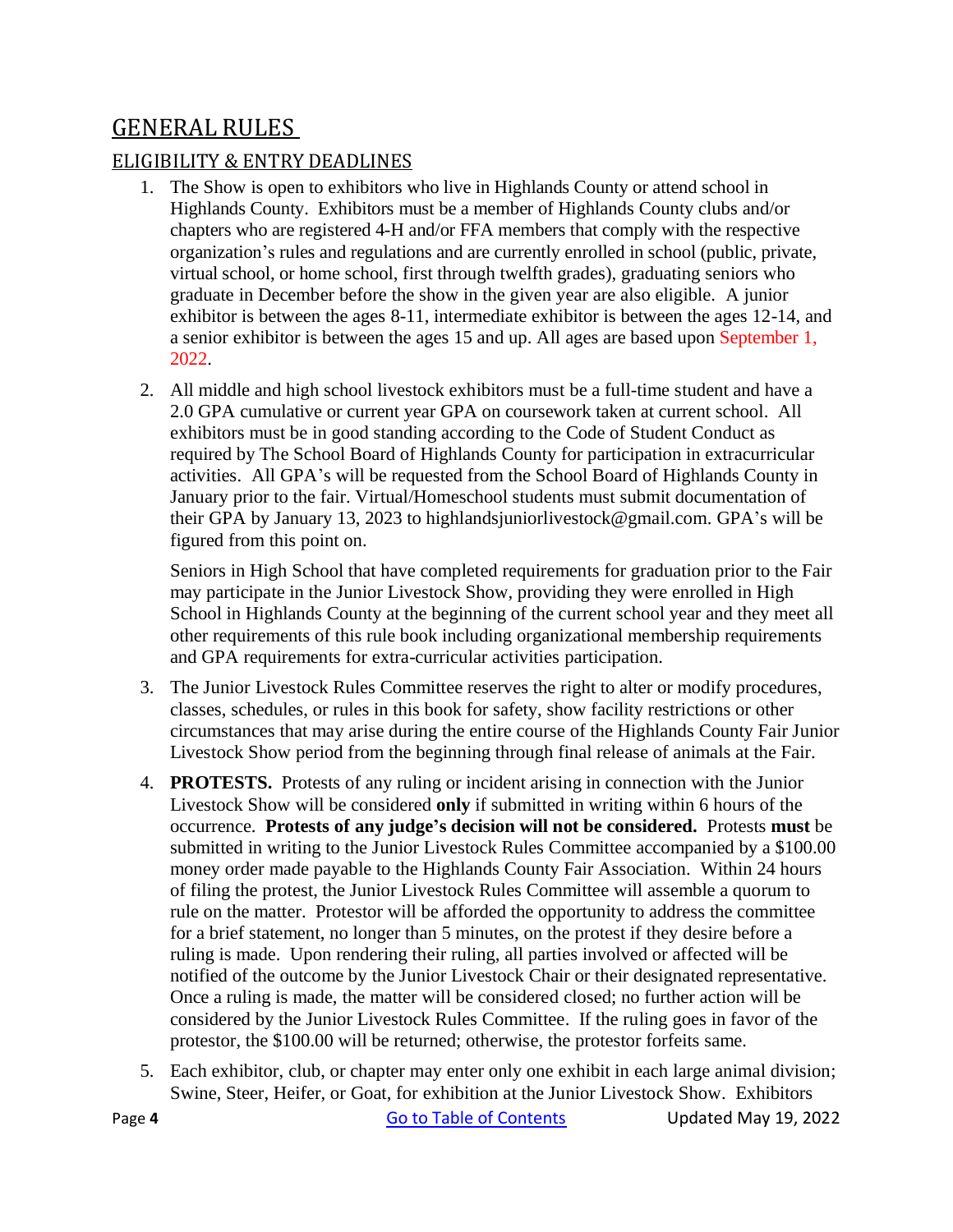# GENERAL RULES

## ELIGIBILITY & ENTRY DEADLINES

1. The Show is open to exhibitors who live in Highlands County or attend school in Highlands County. Exhibitors must be a member of Highlands County clubs and/or chapters who are registered 4-H and/or FFA members that comply with the respective organization's rules and regulations and are currently enrolled in school (public, private, virtual school, or home school, first through twelfth grades), graduating seniors who graduate in December before the show in the given year are also eligible. A junior exhibitor is between the ages 8-11, intermediate exhibitor is between the ages 12-14, and a senior exhibitor is between the ages 15 and up. All ages are based upon September 1, 2022.

2. All middle and high school livestock exhibitors must be a full-time student and have a 2.0 GPA cumulative or current year GPA on coursework taken at current school. All exhibitors must be in good standing according to the Code of Student Conduct as required by The School Board of Highlands County for participation in extracurricular activities. All GPA's will be requested from the School Board of Highlands County in January prior to the fair. Virtual/Homeschool students must submit documentation of their GPA by January 13, 2023 to highlandsjuniorlivestock@gmail.com. GPA's will be figured from this point on.

   Seniors in High School that have completed requirements for graduation prior to the Fair may participate in the Junior Livestock Show, providing they were enrolled in High School in Highlands County at the beginning of the current school year and they meet all other requirements of this rule book including organizational membership requirements and GPA requirements for extra-curricular activities participation.

3. The Junior Livestock Rules Committee reserves the right to alter or modify procedures, classes, schedules, or rules in this book for safety, show facility restrictions or other circumstances that may arise during the entire course of the Highlands County Fair Junior Livestock Show period from the beginning through final release of animals at the Fair.

4. **PROTESTS.** Protests of any ruling or incident arising in connection with the Junior Livestock Show will be considered **only** if submitted in writing within 6 hours of the occurrence. **Protests of any judge's decision will not be considered.** Protests **must** be submitted in writing to the Junior Livestock Rules Committee accompanied by a $100.00 money order made payable to the Highlands County Fair Association. Within 24 hours of filing the protest, the Junior Livestock Rules Committee will assemble a quorum to rule on the matter. Protestor will be afforded the opportunity to address the committee for a brief statement, no longer than 5 minutes, on the protest if they desire before a ruling is made. Upon rendering their ruling, all parties involved or affected will be notified of the outcome by the Junior Livestock Chair or their designated representative. Once a ruling is made, the matter will be considered closed; no further action will be considered by the Junior Livestock Rules Committee. If the ruling goes in favor of the protestor, the $100.00 will be returned; otherwise, the protestor forfeits same.

5. Each exhibitor, club, or chapter may enter only one exhibit in each large animal division; Swine, Steer, Heifer, or Goat, for exhibition at the Junior Livestock Show. Exhibitors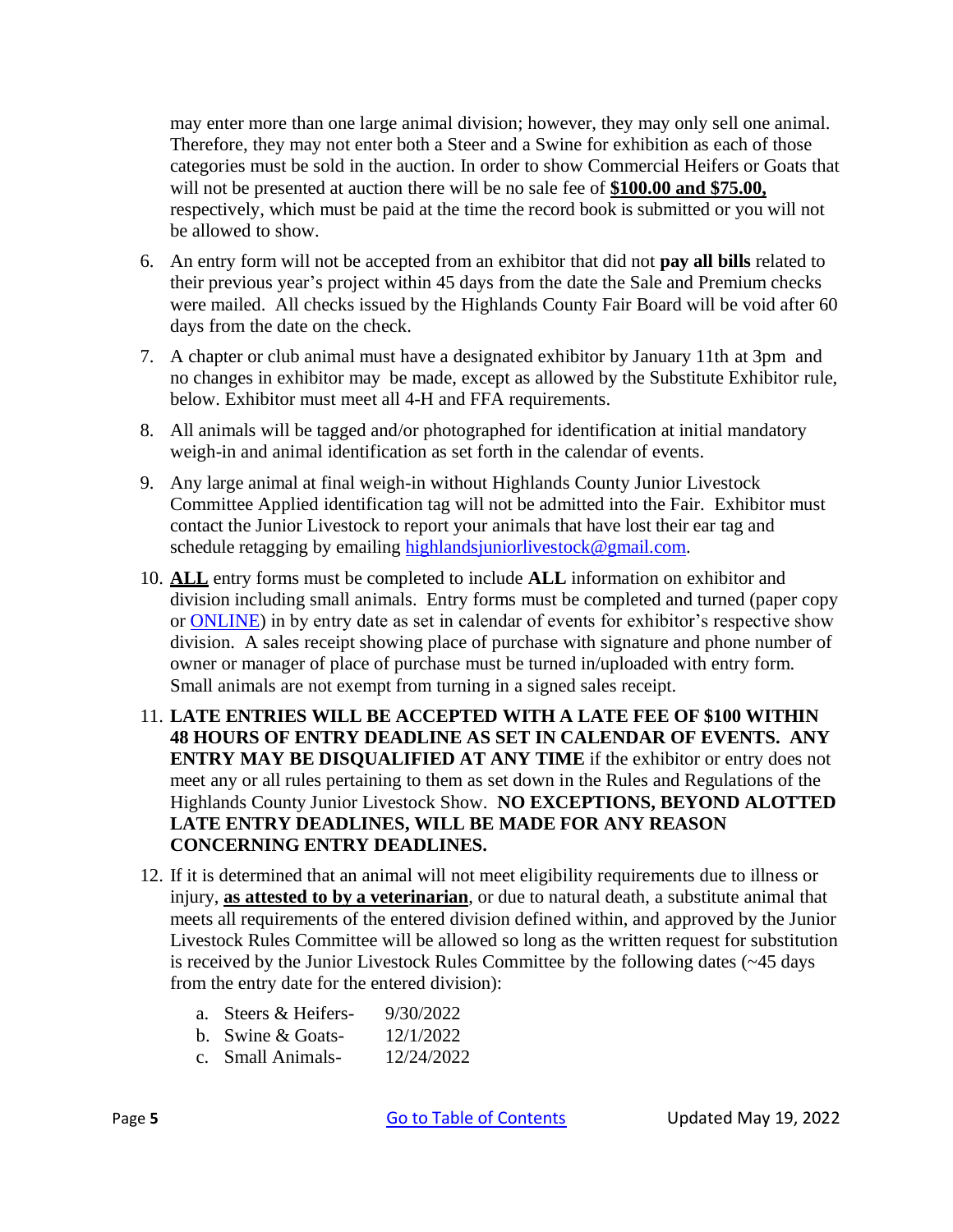may enter more than one large animal division; however, they may only sell one animal. Therefore, they may not enter both a Steer and a Swine for exhibition as each of those categories must be sold in the auction. In order to show Commercial Heifers or Goats that will not be presented at auction there will be no sale fee of **$100.00 and $75.00,** respectively, which must be paid at the time the record book is submitted or you will not be allowed to show.

6. An entry form will not be accepted from an exhibitor that did not **pay all bills** related to their previous year's project within 45 days from the date the Sale and Premium checks were mailed. All checks issued by the Highlands County Fair Board will be void after 60 days from the date on the check.
7. A chapter or club animal must have a designated exhibitor by January 11th at 3pm and no changes in exhibitor may be made, except as allowed by the Substitute Exhibitor rule, below. Exhibitor must meet all 4-H and FFA requirements.
8. All animals will be tagged and/or photographed for identification at initial mandatory weigh-in and animal identification as set forth in the calendar of events.
9. Any large animal at final weigh-in without Highlands County Junior Livestock Committee Applied identification tag will not be admitted into the Fair. Exhibitor must contact the Junior Livestock to report your animals that have lost their ear tag and schedule retagging by emailing highlandsjuniorlivestock@gmail.com.
10. **ALL** entry forms must be completed to include **ALL** information on exhibitor and division including small animals. Entry forms must be completed and turned (paper copy or ONLINE) in by entry date as set in calendar of events for exhibitor's respective show division. A sales receipt showing place of purchase with signature and phone number of owner or manager of place of purchase must be turned in/uploaded with entry form. Small animals are not exempt from turning in a signed sales receipt.
11. **LATE ENTRIES WILL BE ACCEPTED WITH A LATE FEE OF $100 WITHIN 48 HOURS OF ENTRY DEADLINE AS SET IN CALENDAR OF EVENTS. ANY ENTRY MAY BE DISQUALIFIED AT ANY TIME** if the exhibitor or entry does not meet any or all rules pertaining to them as set down in the Rules and Regulations of the Highlands County Junior Livestock Show. **NO EXCEPTIONS, BEYOND ALOTTED LATE ENTRY DEADLINES, WILL BE MADE FOR ANY REASON CONCERNING ENTRY DEADLINES.**
12. If it is determined that an animal will not meet eligibility requirements due to illness or injury, **as attested to by a veterinarian**, or due to natural death, a substitute animal that meets all requirements of the entered division defined within, and approved by the Junior Livestock Rules Committee will be allowed so long as the written request for substitution is received by the Junior Livestock Rules Committee by the following dates (~45 days from the entry date for the entered division):
    a. Steers & Heifers- 9/30/2022
    b. Swine & Goats- 12/1/2022
    c. Small Animals- 12/24/2022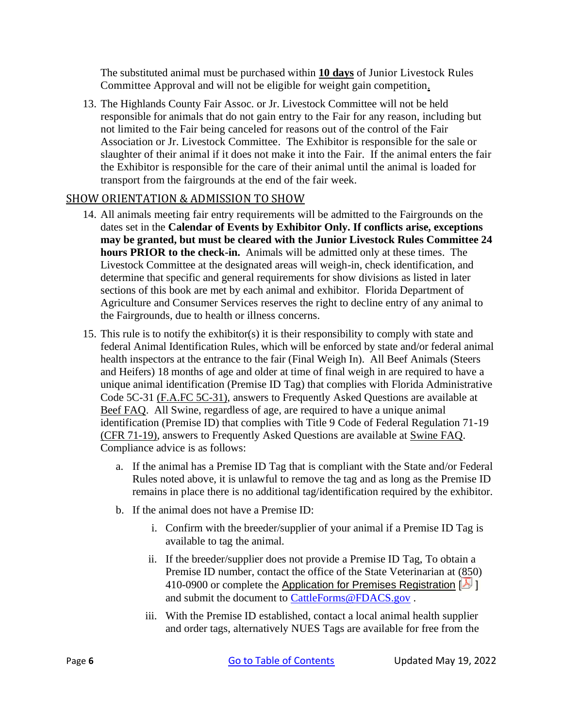The substituted animal must be purchased within **10 days** of Junior Livestock Rules Committee Approval and will not be eligible for weight gain competition.

13. The Highlands County Fair Assoc. or Jr. Livestock Committee will not be held responsible for animals that do not gain entry to the Fair for any reason, including but not limited to the Fair being canceled for reasons out of the control of the Fair Association or Jr. Livestock Committee. The Exhibitor is responsible for the sale or slaughter of their animal if it does not make it into the Fair. If the animal enters the fair the Exhibitor is responsible for the care of their animal until the animal is loaded for transport from the fairgrounds at the end of the fair week.

## SHOW ORIENTATION & ADMISSION TO SHOW

14. All animals meeting fair entry requirements will be admitted to the Fairgrounds on the dates set in the **Calendar of Events by Exhibitor Only. If conflicts arise, exceptions may be granted, but must be cleared with the Junior Livestock Rules Committee 24 hours PRIOR to the check-in.** Animals will be admitted only at these times. The Livestock Committee at the designated areas will weigh-in, check identification, and determine that specific and general requirements for show divisions as listed in later sections of this book are met by each animal and exhibitor. Florida Department of Agriculture and Consumer Services reserves the right to decline entry of any animal to the Fairgrounds, due to health or illness concerns.

15. This rule is to notify the exhibitor(s) it is their responsibility to comply with state and federal Animal Identification Rules, which will be enforced by state and/or federal animal health inspectors at the entrance to the fair (Final Weigh In). All Beef Animals (Steers and Heifers) 18 months of age and older at time of final weigh in are required to have a unique animal identification (Premise ID Tag) that complies with Florida Administrative Code 5C-31 (F.A.FC 5C-31), answers to Frequently Asked Questions are available at Beef FAQ. All Swine, regardless of age, are required to have a unique animal identification (Premise ID) that complies with Title 9 Code of Federal Regulation 71-19 (CFR 71-19), answers to Frequently Asked Questions are available at Swine FAQ. Compliance advice is as follows:

    a. If the animal has a Premise ID Tag that is compliant with the State and/or Federal Rules noted above, it is unlawful to remove the tag and as long as the Premise ID remains in place there is no additional tag/identification required by the exhibitor.

    b. If the animal does not have a Premise ID:

        i. Confirm with the breeder/supplier of your animal if a Premise ID Tag is available to tag the animal.

        ii. If the breeder/supplier does not provide a Premise ID Tag, To obtain a Premise ID number, contact the office of the State Veterinarian at (850) 410-0900 or complete the Application for Premises Registration [ ] and submit the document to CattleForms@FDACS.gov .

        iii. With the Premise ID established, contact a local animal health supplier and order tags, alternatively NUES Tags are available for free from the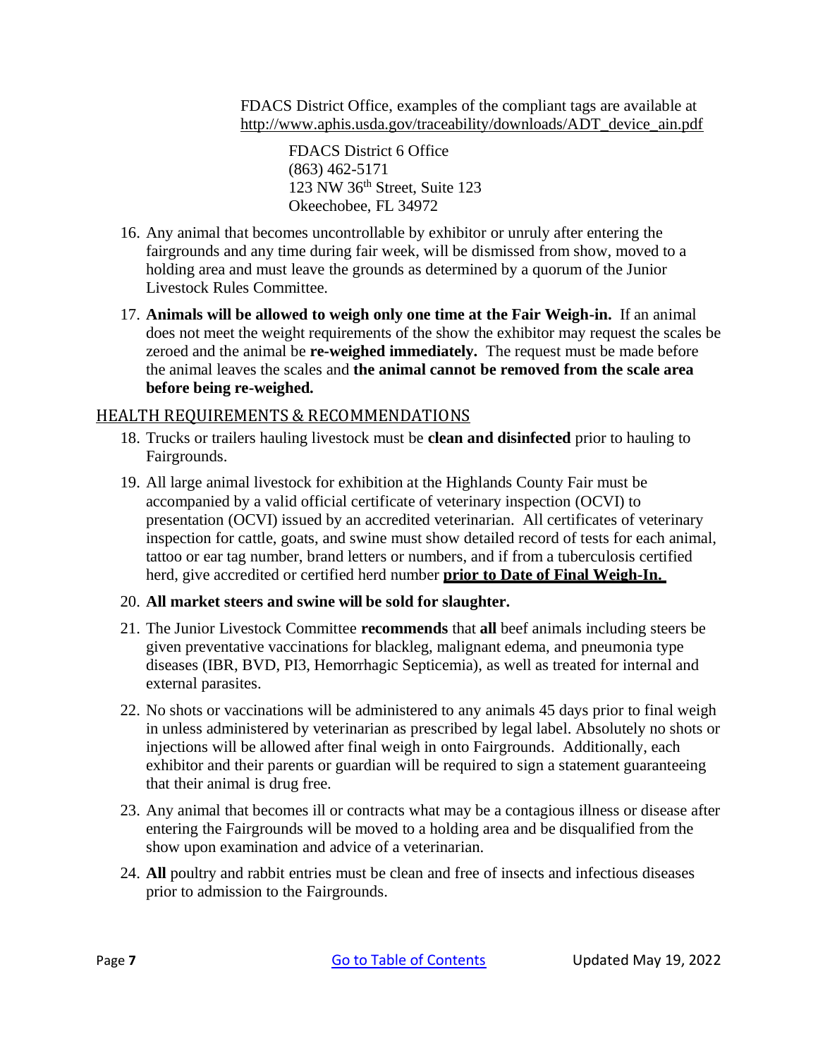FDACS District Office, examples of the compliant tags are available at http://www.aphis.usda.gov/traceability/downloads/ADT_device_ain.pdf

FDACS District 6 Office
(863) 462-5171
123 NW 36th Street, Suite 123
Okeechobee, FL 34972

16. Any animal that becomes uncontrollable by exhibitor or unruly after entering the fairgrounds and any time during fair week, will be dismissed from show, moved to a holding area and must leave the grounds as determined by a quorum of the Junior Livestock Rules Committee.

17. **Animals will be allowed to weigh only one time at the Fair Weigh-in.** If an animal does not meet the weight requirements of the show the exhibitor may request the scales be zeroed and the animal be **re-weighed immediately.** The request must be made before the animal leaves the scales and **the animal cannot be removed from the scale area before being re-weighed.**

## HEALTH REQUIREMENTS & RECOMMENDATIONS

18. Trucks or trailers hauling livestock must be **clean and disinfected** prior to hauling to Fairgrounds.

19. All large animal livestock for exhibition at the Highlands County Fair must be accompanied by a valid official certificate of veterinary inspection (OCVI) to presentation (OCVI) issued by an accredited veterinarian. All certificates of veterinary inspection for cattle, goats, and swine must show detailed record of tests for each animal, tattoo or ear tag number, brand letters or numbers, and if from a tuberculosis certified herd, give accredited or certified herd number **prior to Date of Final Weigh-In.**

20. **All market steers and swine will be sold for slaughter.**

21. The Junior Livestock Committee **recommends** that **all** beef animals including steers be given preventative vaccinations for blackleg, malignant edema, and pneumonia type diseases (IBR, BVD, PI3, Hemorrhagic Septicemia), as well as treated for internal and external parasites.

22. No shots or vaccinations will be administered to any animals 45 days prior to final weigh in unless administered by veterinarian as prescribed by legal label. Absolutely no shots or injections will be allowed after final weigh in onto Fairgrounds. Additionally, each exhibitor and their parents or guardian will be required to sign a statement guaranteeing that their animal is drug free.

23. Any animal that becomes ill or contracts what may be a contagious illness or disease after entering the Fairgrounds will be moved to a holding area and be disqualified from the show upon examination and advice of a veterinarian.

24. **All** poultry and rabbit entries must be clean and free of insects and infectious diseases prior to admission to the Fairgrounds.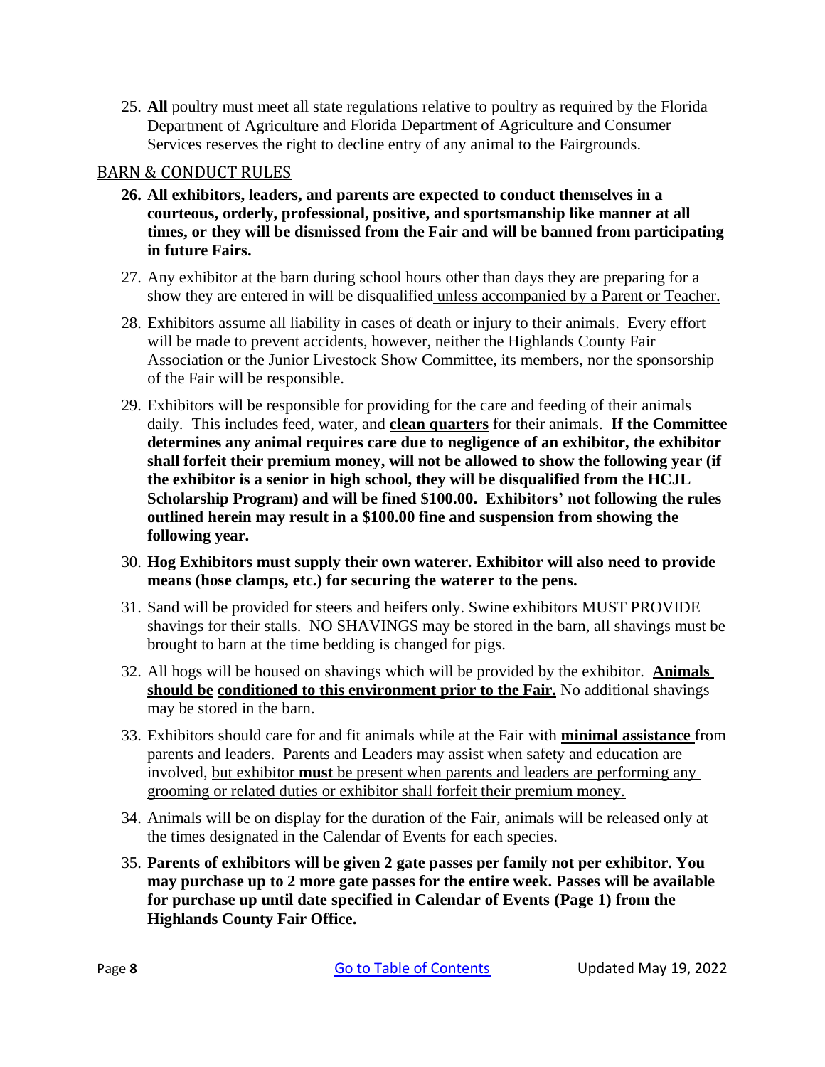25. **All** poultry must meet all state regulations relative to poultry as required by the Florida Department of Agriculture and Florida Department of Agriculture and Consumer Services reserves the right to decline entry of any animal to the Fairgrounds.

## BARN & CONDUCT RULES

26. **All exhibitors, leaders, and parents are expected to conduct themselves in a courteous, orderly, professional, positive, and sportsmanship like manner at all times, or they will be dismissed from the Fair and will be banned from participating in future Fairs.**

27. Any exhibitor at the barn during school hours other than days they are preparing for a show they are entered in will be disqualified unless accompanied by a Parent or Teacher.

28. Exhibitors assume all liability in cases of death or injury to their animals. Every effort will be made to prevent accidents, however, neither the Highlands County Fair Association or the Junior Livestock Show Committee, its members, nor the sponsorship of the Fair will be responsible.

29. Exhibitors will be responsible for providing for the care and feeding of their animals daily. This includes feed, water, and **clean quarters** for their animals. **If the Committee determines any animal requires care due to negligence of an exhibitor, the exhibitor shall forfeit their premium money, will not be allowed to show the following year (if the exhibitor is a senior in high school, they will be disqualified from the HCJL Scholarship Program) and will be fined $100.00. Exhibitors' not following the rules outlined herein may result in a $100.00 fine and suspension from showing the following year.**

30. **Hog Exhibitors must supply their own waterer. Exhibitor will also need to provide means (hose clamps, etc.) for securing the waterer to the pens.**

31. Sand will be provided for steers and heifers only. Swine exhibitors MUST PROVIDE shavings for their stalls. NO SHAVINGS may be stored in the barn, all shavings must be brought to barn at the time bedding is changed for pigs.

32. All hogs will be housed on shavings which will be provided by the exhibitor. **Animals should be conditioned to this environment prior to the Fair.** No additional shavings may be stored in the barn.

33. Exhibitors should care for and fit animals while at the Fair with **minimal assistance** from parents and leaders. Parents and Leaders may assist when safety and education are involved, but exhibitor **must** be present when parents and leaders are performing any grooming or related duties or exhibitor shall forfeit their premium money.

34. Animals will be on display for the duration of the Fair, animals will be released only at the times designated in the Calendar of Events for each species.

35. **Parents of exhibitors will be given 2 gate passes per family not per exhibitor. You may purchase up to 2 more gate passes for the entire week. Passes will be available for purchase up until date specified in Calendar of Events (Page 1) from the Highlands County Fair Office.**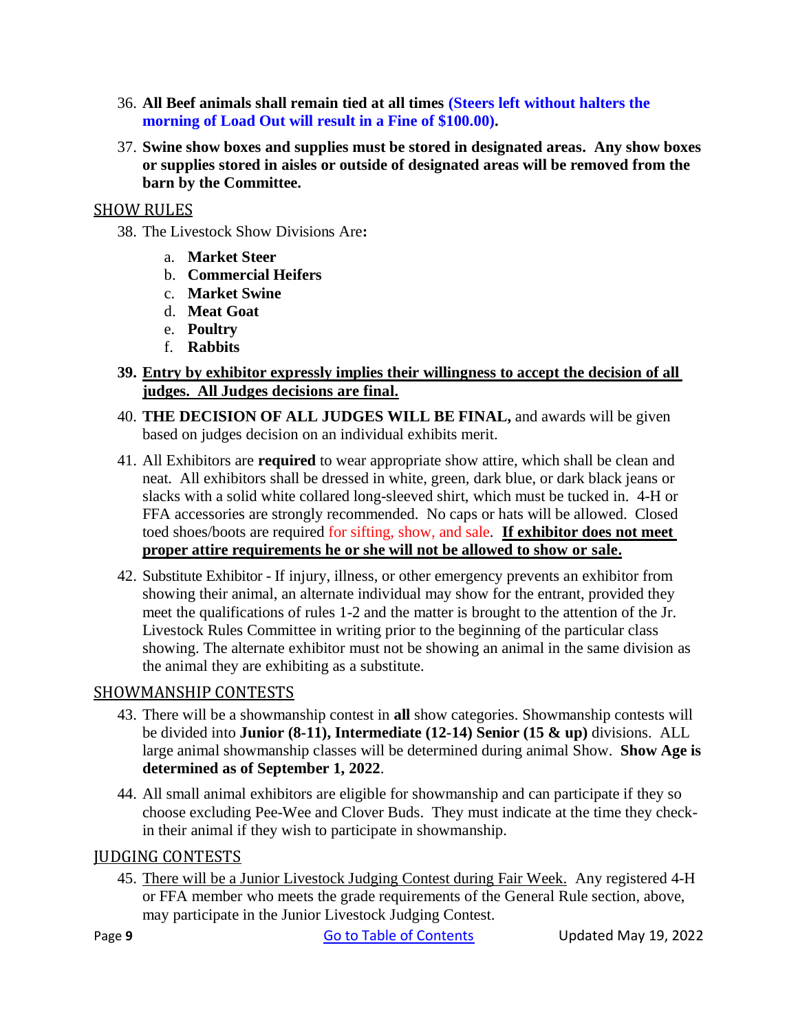36. **All Beef animals shall remain tied at all times (Steers left without halters the morning of Load Out will result in a Fine of $100.00).**

37. **Swine show boxes and supplies must be stored in designated areas. Any show boxes or supplies stored in aisles or outside of designated areas will be removed from the barn by the Committee.**

## SHOW RULES

38. The Livestock Show Divisions Are**:**
    a. **Market Steer**
    b. **Commercial Heifers**
    c. **Market Swine**
    d. **Meat Goat**
    e. **Poultry**
    f. **Rabbits**

39. **Entry by exhibitor expressly implies their willingness to accept the decision of all judges. All Judges decisions are final.**

40. **THE DECISION OF ALL JUDGES WILL BE FINAL,** and awards will be given based on judges decision on an individual exhibits merit.

41. All Exhibitors are **required** to wear appropriate show attire, which shall be clean and neat. All exhibitors shall be dressed in white, green, dark blue, or dark black jeans or slacks with a solid white collared long-sleeved shirt, which must be tucked in. 4-H or FFA accessories are strongly recommended. No caps or hats will be allowed. Closed toed shoes/boots are required for sifting, show, and sale. **If exhibitor does not meet proper attire requirements he or she will not be allowed to show or sale.**

42. Substitute Exhibitor - If injury, illness, or other emergency prevents an exhibitor from showing their animal, an alternate individual may show for the entrant, provided they meet the qualifications of rules 1-2 and the matter is brought to the attention of the Jr. Livestock Rules Committee in writing prior to the beginning of the particular class showing. The alternate exhibitor must not be showing an animal in the same division as the animal they are exhibiting as a substitute.

## SHOWMANSHIP CONTESTS

43. There will be a showmanship contest in **all** show categories. Showmanship contests will be divided into **Junior (8-11), Intermediate (12-14) Senior (15 & up)** divisions. ALL large animal showmanship classes will be determined during animal Show. **Show Age is determined as of September 1, 2022**.

44. All small animal exhibitors are eligible for showmanship and can participate if they so choose excluding Pee-Wee and Clover Buds. They must indicate at the time they check-in their animal if they wish to participate in showmanship.

## JUDGING CONTESTS

45. There will be a Junior Livestock Judging Contest during Fair Week. Any registered 4-H or FFA member who meets the grade requirements of the General Rule section, above, may participate in the Junior Livestock Judging Contest.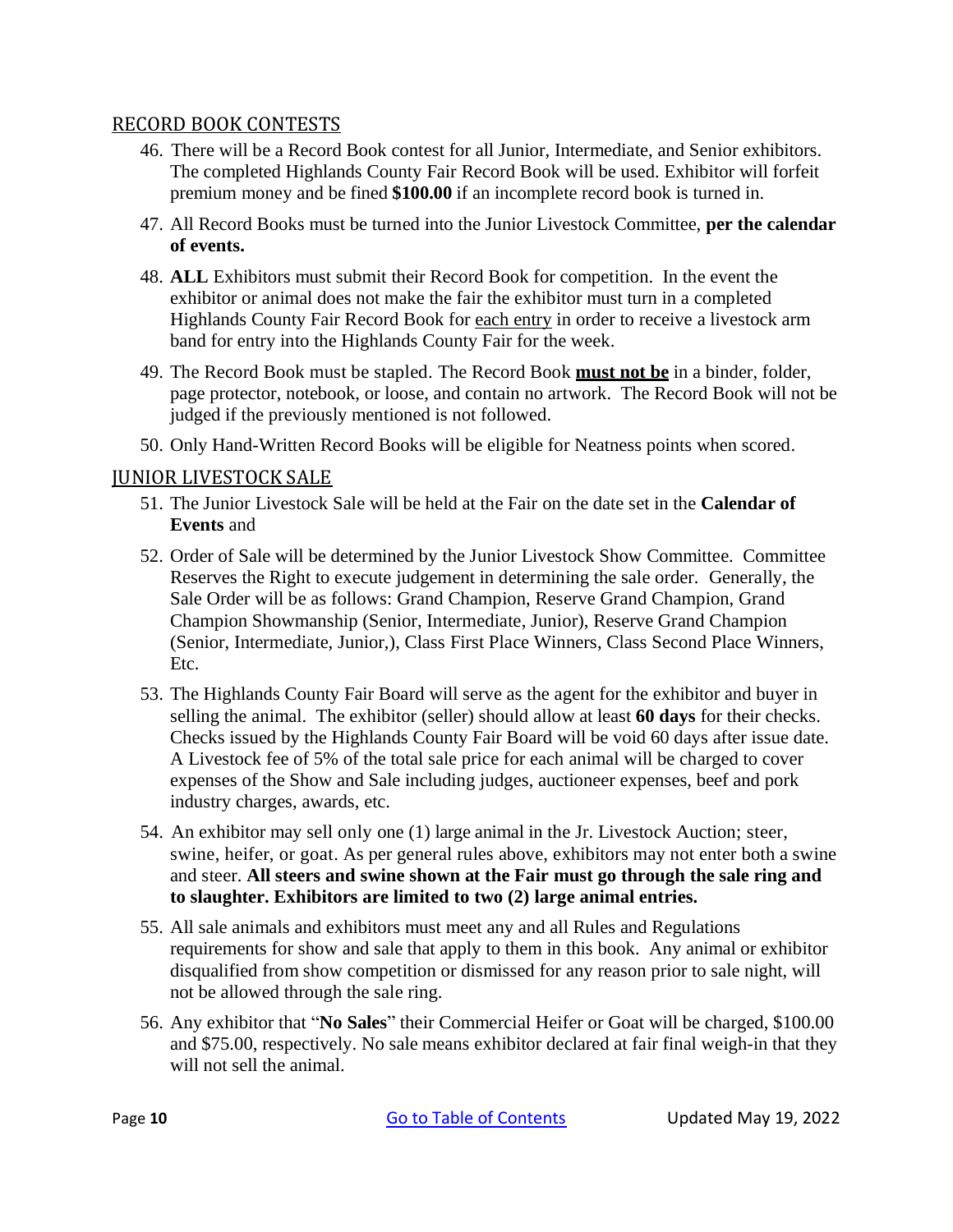## RECORD BOOK CONTESTS

46. There will be a Record Book contest for all Junior, Intermediate, and Senior exhibitors. The completed Highlands County Fair Record Book will be used. Exhibitor will forfeit premium money and be fined **$100.00** if an incomplete record book is turned in.
47. All Record Books must be turned into the Junior Livestock Committee, **per the calendar of events.**
48. **ALL** Exhibitors must submit their Record Book for competition. In the event the exhibitor or animal does not make the fair the exhibitor must turn in a completed Highlands County Fair Record Book for each entry in order to receive a livestock arm band for entry into the Highlands County Fair for the week.
49. The Record Book must be stapled. The Record Book **must not be** in a binder, folder, page protector, notebook, or loose, and contain no artwork. The Record Book will not be judged if the previously mentioned is not followed.
50. Only Hand-Written Record Books will be eligible for Neatness points when scored.

## JUNIOR LIVESTOCK SALE

51. The Junior Livestock Sale will be held at the Fair on the date set in the **Calendar of Events** and
52. Order of Sale will be determined by the Junior Livestock Show Committee. Committee Reserves the Right to execute judgement in determining the sale order. Generally, the Sale Order will be as follows: Grand Champion, Reserve Grand Champion, Grand Champion Showmanship (Senior, Intermediate, Junior), Reserve Grand Champion (Senior, Intermediate, Junior,), Class First Place Winners, Class Second Place Winners, Etc.
53. The Highlands County Fair Board will serve as the agent for the exhibitor and buyer in selling the animal. The exhibitor (seller) should allow at least **60 days** for their checks. Checks issued by the Highlands County Fair Board will be void 60 days after issue date. A Livestock fee of 5% of the total sale price for each animal will be charged to cover expenses of the Show and Sale including judges, auctioneer expenses, beef and pork industry charges, awards, etc.
54. An exhibitor may sell only one (1) large animal in the Jr. Livestock Auction; steer, swine, heifer, or goat. As per general rules above, exhibitors may not enter both a swine and steer. **All steers and swine shown at the Fair must go through the sale ring and to slaughter. Exhibitors are limited to two (2) large animal entries.**
55. All sale animals and exhibitors must meet any and all Rules and Regulations requirements for show and sale that apply to them in this book. Any animal or exhibitor disqualified from show competition or dismissed for any reason prior to sale night, will not be allowed through the sale ring.
56. Any exhibitor that "**No Sales**" their Commercial Heifer or Goat will be charged, $100.00 and $75.00, respectively. No sale means exhibitor declared at fair final weigh-in that they will not sell the animal.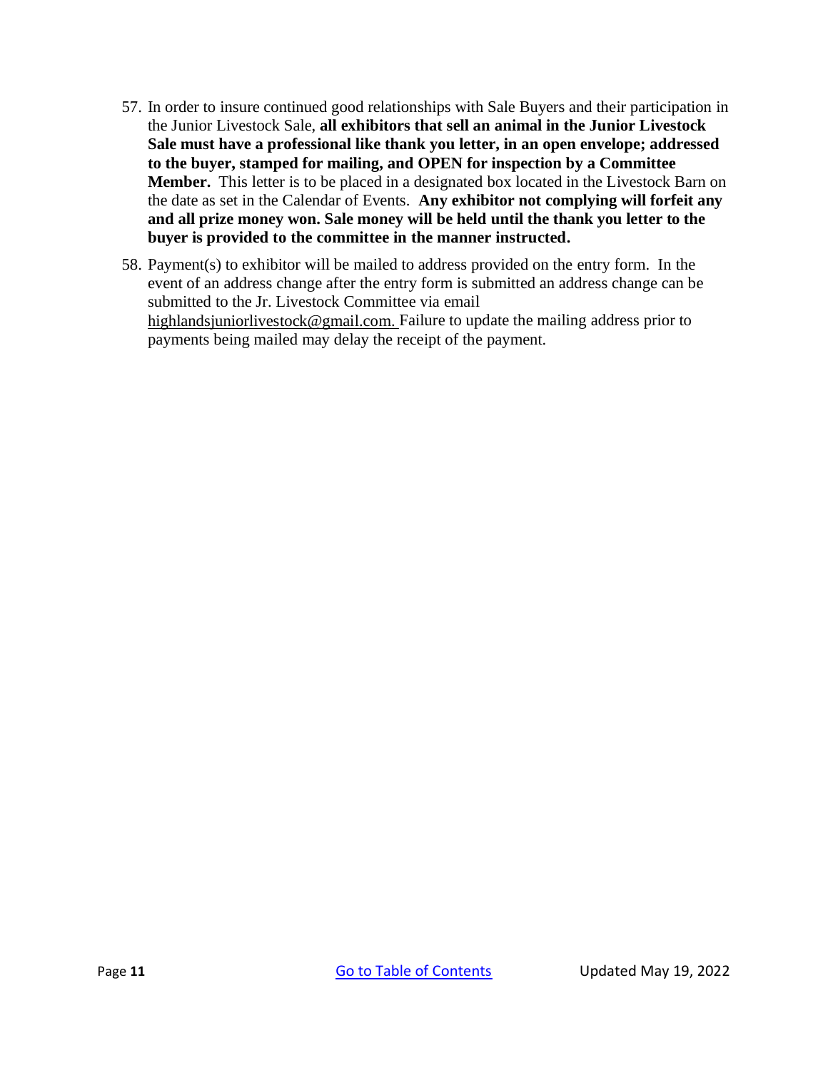57. In order to insure continued good relationships with Sale Buyers and their participation in the Junior Livestock Sale, **all exhibitors that sell an animal in the Junior Livestock Sale must have a professional like thank you letter, in an open envelope; addressed to the buyer, stamped for mailing, and OPEN for inspection by a Committee Member.** This letter is to be placed in a designated box located in the Livestock Barn on the date as set in the Calendar of Events. **Any exhibitor not complying will forfeit any and all prize money won. Sale money will be held until the thank you letter to the buyer is provided to the committee in the manner instructed.**

58. Payment(s) to exhibitor will be mailed to address provided on the entry form. In the event of an address change after the entry form is submitted an address change can be submitted to the Jr. Livestock Committee via email highlandsjuniorlivestock@gmail.com. Failure to update the mailing address prior to payments being mailed may delay the receipt of the payment.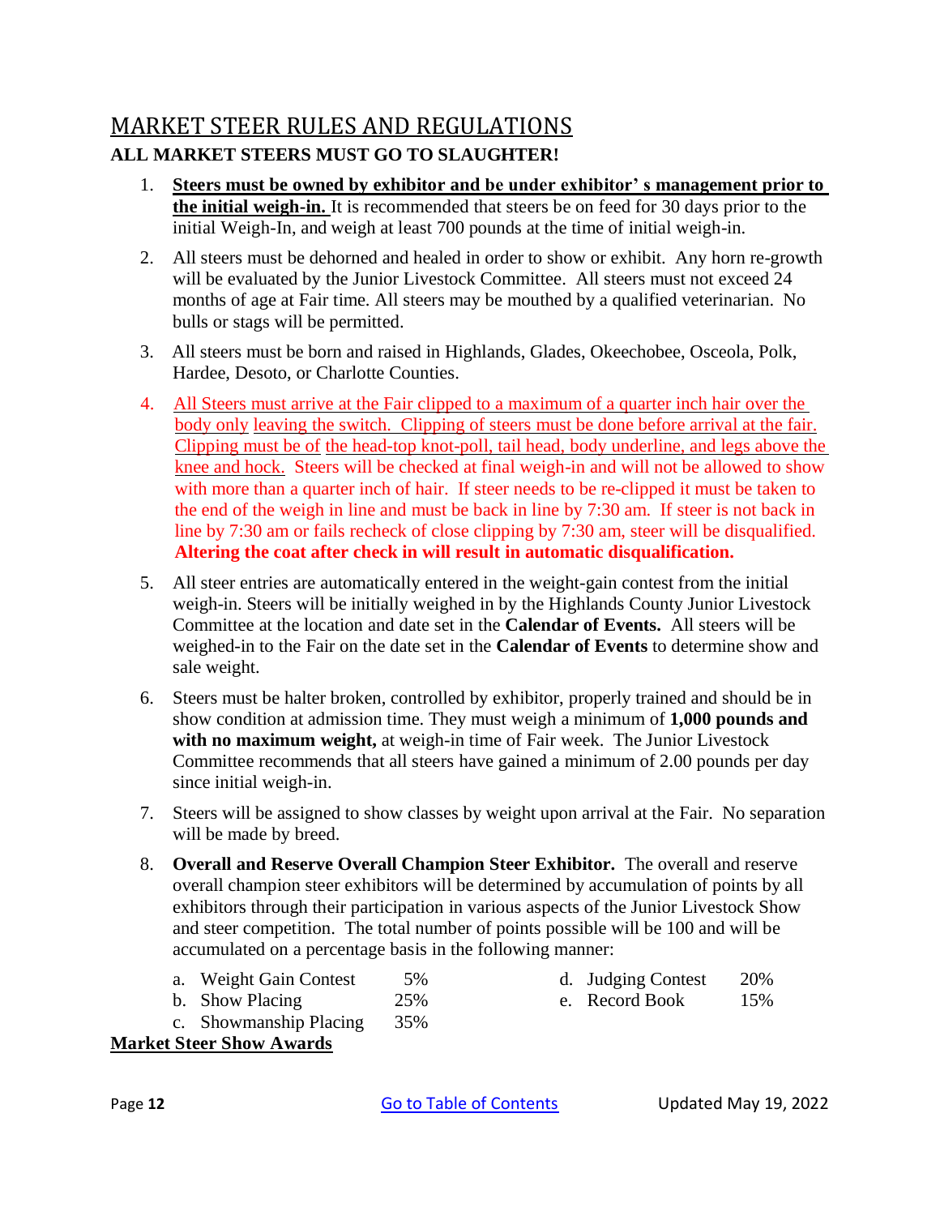# MARKET STEER RULES AND REGULATIONS

**ALL MARKET STEERS MUST GO TO SLAUGHTER!**

1. **Steers must be owned by exhibitor and be under exhibitor' s management prior to the initial weigh-in.** It is recommended that steers be on feed for 30 days prior to the initial Weigh-In, and weigh at least 700 pounds at the time of initial weigh-in.

2. All steers must be dehorned and healed in order to show or exhibit. Any horn re-growth will be evaluated by the Junior Livestock Committee. All steers must not exceed 24 months of age at Fair time. All steers may be mouthed by a qualified veterinarian. No bulls or stags will be permitted.

3. All steers must be born and raised in Highlands, Glades, Okeechobee, Osceola, Polk, Hardee, Desoto, or Charlotte Counties.

4. All Steers must arrive at the Fair clipped to a maximum of a quarter inch hair over the body only leaving the switch. Clipping of steers must be done before arrival at the fair. Clipping must be of the head-top knot-poll, tail head, body underline, and legs above the knee and hock. Steers will be checked at final weigh-in and will not be allowed to show with more than a quarter inch of hair. If steer needs to be re-clipped it must be taken to the end of the weigh in line and must be back in line by 7:30 am. If steer is not back in line by 7:30 am or fails recheck of close clipping by 7:30 am, steer will be disqualified. **Altering the coat after check in will result in automatic disqualification.**

5. All steer entries are automatically entered in the weight-gain contest from the initial weigh-in. Steers will be initially weighed in by the Highlands County Junior Livestock Committee at the location and date set in the **Calendar of Events.** All steers will be weighed-in to the Fair on the date set in the **Calendar of Events** to determine show and sale weight.

6. Steers must be halter broken, controlled by exhibitor, properly trained and should be in show condition at admission time. They must weigh a minimum of **1,000 pounds and with no maximum weight,** at weigh-in time of Fair week. The Junior Livestock Committee recommends that all steers have gained a minimum of 2.00 pounds per day since initial weigh-in.

7. Steers will be assigned to show classes by weight upon arrival at the Fair. No separation will be made by breed.

8. **Overall and Reserve Overall Champion Steer Exhibitor.** The overall and reserve overall champion steer exhibitors will be determined by accumulation of points by all exhibitors through their participation in various aspects of the Junior Livestock Show and steer competition. The total number of points possible will be 100 and will be accumulated on a percentage basis in the following manner:

   a. Weight Gain Contest 5%
   b. Show Placing 25%
   c. Showmanship Placing 35%
   d. Judging Contest 20%
   e. Record Book 15%

**Market Steer Show Awards**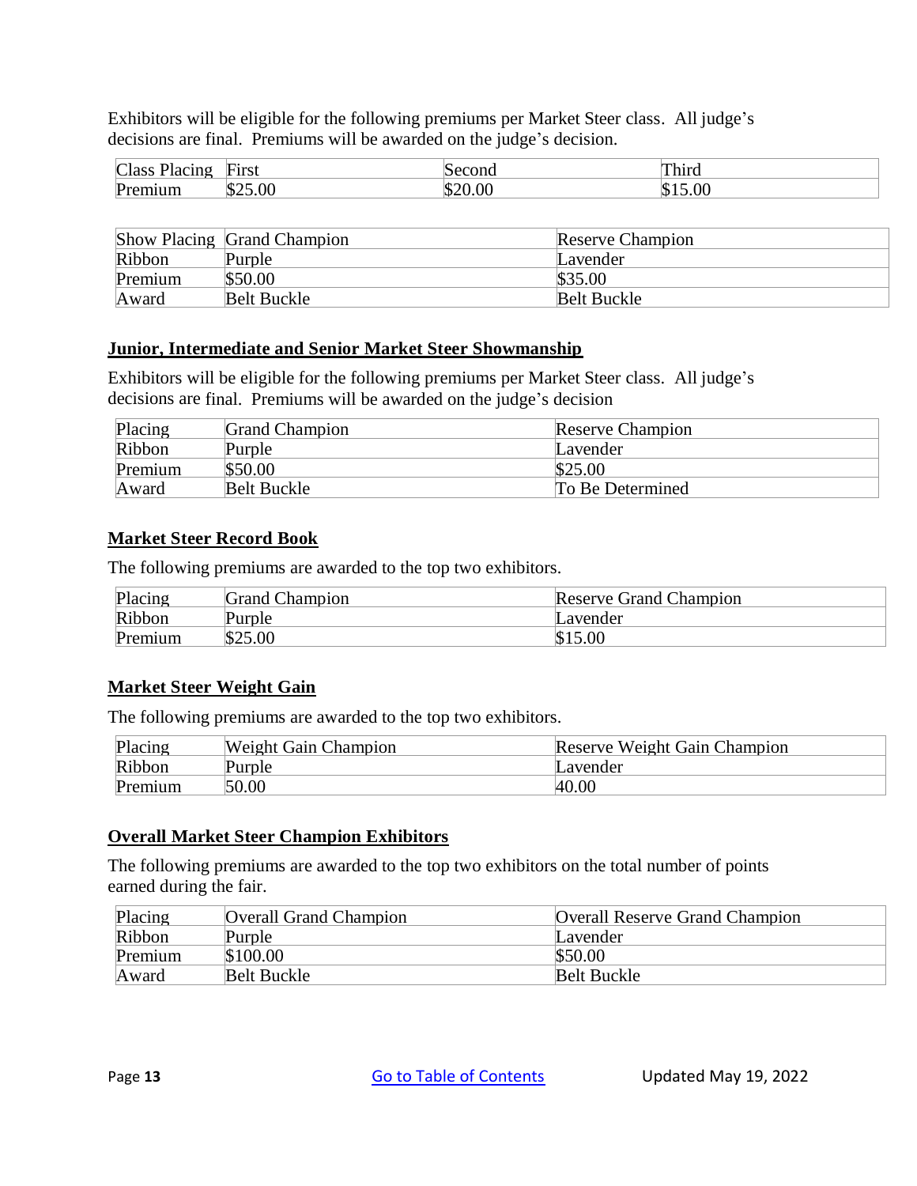Exhibitors will be eligible for the following premiums per Market Steer class. All judge's decisions are final. Premiums will be awarded on the judge's decision.

| Class Placing | First | Second | Third |
|---|---|---|---|
| Premium | $25.00 | $20.00 | $15.00 |

| Show Placing | Grand Champion | Reserve Champion |
|---|---|---|
| Ribbon | Purple | Lavender |
| Premium | $50.00 | $35.00 |
| Award | Belt Buckle | Belt Buckle |

## Junior, Intermediate and Senior Market Steer Showmanship

Exhibitors will be eligible for the following premiums per Market Steer class. All judge's decisions are final. Premiums will be awarded on the judge's decision

| Placing | Grand Champion | Reserve Champion |
|---|---|---|
| Ribbon | Purple | Lavender |
| Premium | $50.00 | $25.00 |
| Award | Belt Buckle | To Be Determined |

## Market Steer Record Book

The following premiums are awarded to the top two exhibitors.

| Placing | Grand Champion | Reserve Grand Champion |
|---|---|---|
| Ribbon | Purple | Lavender |
| Premium | $25.00 | $15.00 |

## Market Steer Weight Gain

The following premiums are awarded to the top two exhibitors.

| Placing | Weight Gain Champion | Reserve Weight Gain Champion |
|---|---|---|
| Ribbon | Purple | Lavender |
| Premium | 50.00 | 40.00 |

## Overall Market Steer Champion Exhibitors

The following premiums are awarded to the top two exhibitors on the total number of points earned during the fair.

| Placing | Overall Grand Champion | Overall Reserve Grand Champion |
|---|---|---|
| Ribbon | Purple | Lavender |
| Premium | $100.00 | $50.00 |
| Award | Belt Buckle | Belt Buckle |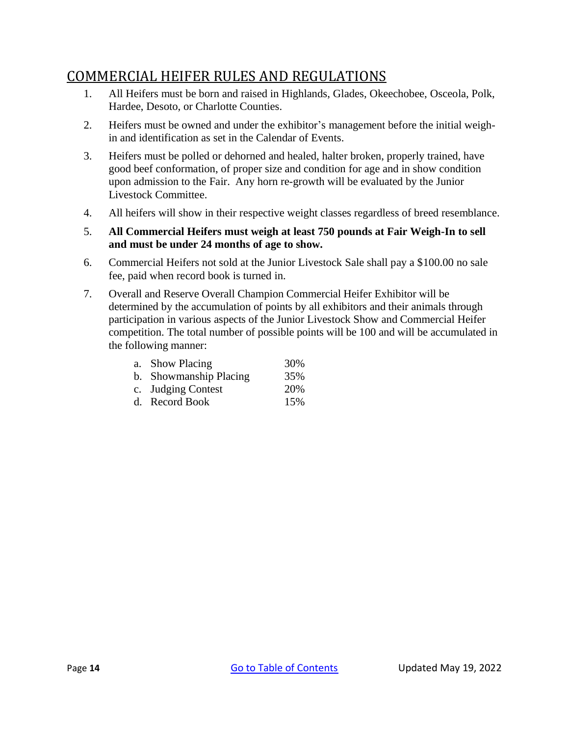## COMMERCIAL HEIFER RULES AND REGULATIONS

1. All Heifers must be born and raised in Highlands, Glades, Okeechobee, Osceola, Polk, Hardee, Desoto, or Charlotte Counties.
2. Heifers must be owned and under the exhibitor's management before the initial weigh-in and identification as set in the Calendar of Events.
3. Heifers must be polled or dehorned and healed, halter broken, properly trained, have good beef conformation, of proper size and condition for age and in show condition upon admission to the Fair. Any horn re-growth will be evaluated by the Junior Livestock Committee.
4. All heifers will show in their respective weight classes regardless of breed resemblance.
5. **All Commercial Heifers must weigh at least 750 pounds at Fair Weigh-In to sell and must be under 24 months of age to show.**
6. Commercial Heifers not sold at the Junior Livestock Sale shall pay a $100.00 no sale fee, paid when record book is turned in.
7. Overall and Reserve Overall Champion Commercial Heifer Exhibitor will be determined by the accumulation of points by all exhibitors and their animals through participation in various aspects of the Junior Livestock Show and Commercial Heifer competition. The total number of possible points will be 100 and will be accumulated in the following manner:

   a. Show Placing 30%
   b. Showmanship Placing 35%
   c. Judging Contest 20%
   d. Record Book 15%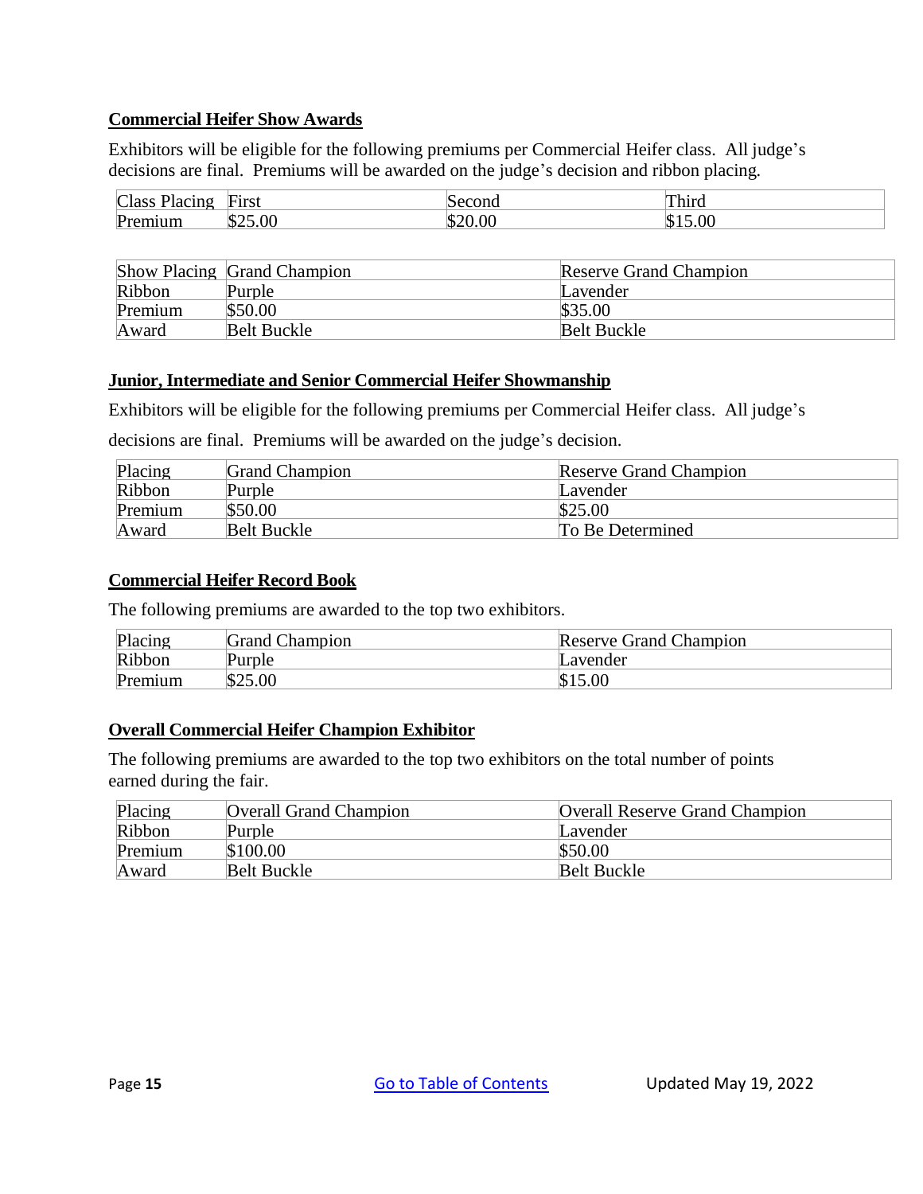## Commercial Heifer Show Awards

Exhibitors will be eligible for the following premiums per Commercial Heifer class. All judge's decisions are final. Premiums will be awarded on the judge's decision and ribbon placing.

| Class Placing | First | Second | Third |
|---|---|---|---|
| Premium | $25.00 | $20.00 | $15.00 |

| Show Placing | Grand Champion | Reserve Grand Champion |
|---|---|---|
| Ribbon | Purple | Lavender |
| Premium | $50.00 | $35.00 |
| Award | Belt Buckle | Belt Buckle |

## Junior, Intermediate and Senior Commercial Heifer Showmanship

Exhibitors will be eligible for the following premiums per Commercial Heifer class. All judge's decisions are final. Premiums will be awarded on the judge's decision.

| Placing | Grand Champion | Reserve Grand Champion |
|---|---|---|
| Ribbon | Purple | Lavender |
| Premium | $50.00 | $25.00 |
| Award | Belt Buckle | To Be Determined |

## Commercial Heifer Record Book

The following premiums are awarded to the top two exhibitors.

| Placing | Grand Champion | Reserve Grand Champion |
|---|---|---|
| Ribbon | Purple | Lavender |
| Premium | $25.00 | $15.00 |

## Overall Commercial Heifer Champion Exhibitor

The following premiums are awarded to the top two exhibitors on the total number of points earned during the fair.

| Placing | Overall Grand Champion | Overall Reserve Grand Champion |
|---|---|---|
| Ribbon | Purple | Lavender |
| Premium | $100.00 | $50.00 |
| Award | Belt Buckle | Belt Buckle |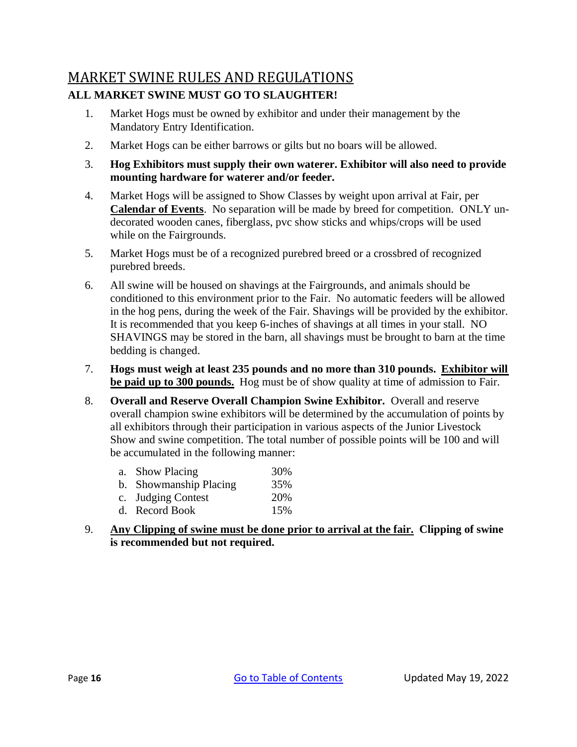## MARKET SWINE RULES AND REGULATIONS

**ALL MARKET SWINE MUST GO TO SLAUGHTER!**

1. Market Hogs must be owned by exhibitor and under their management by the Mandatory Entry Identification.
2. Market Hogs can be either barrows or gilts but no boars will be allowed.
3. **Hog Exhibitors must supply their own waterer. Exhibitor will also need to provide mounting hardware for waterer and/or feeder.**
4. Market Hogs will be assigned to Show Classes by weight upon arrival at Fair, per **Calendar of Events**. No separation will be made by breed for competition. ONLY un-decorated wooden canes, fiberglass, pvc show sticks and whips/crops will be used while on the Fairgrounds.
5. Market Hogs must be of a recognized purebred breed or a crossbred of recognized purebred breeds.
6. All swine will be housed on shavings at the Fairgrounds, and animals should be conditioned to this environment prior to the Fair. No automatic feeders will be allowed in the hog pens, during the week of the Fair. Shavings will be provided by the exhibitor. It is recommended that you keep 6-inches of shavings at all times in your stall. NO SHAVINGS may be stored in the barn, all shavings must be brought to barn at the time bedding is changed.
7. **Hogs must weigh at least 235 pounds and no more than 310 pounds. Exhibitor will be paid up to 300 pounds.** Hog must be of show quality at time of admission to Fair.
8. **Overall and Reserve Overall Champion Swine Exhibitor.** Overall and reserve overall champion swine exhibitors will be determined by the accumulation of points by all exhibitors through their participation in various aspects of the Junior Livestock Show and swine competition. The total number of possible points will be 100 and will be accumulated in the following manner:
   a. Show Placing 30%
   b. Showmanship Placing 35%
   c. Judging Contest 20%
   d. Record Book 15%
9. **Any Clipping of swine must be done prior to arrival at the fair. Clipping of swine is recommended but not required.**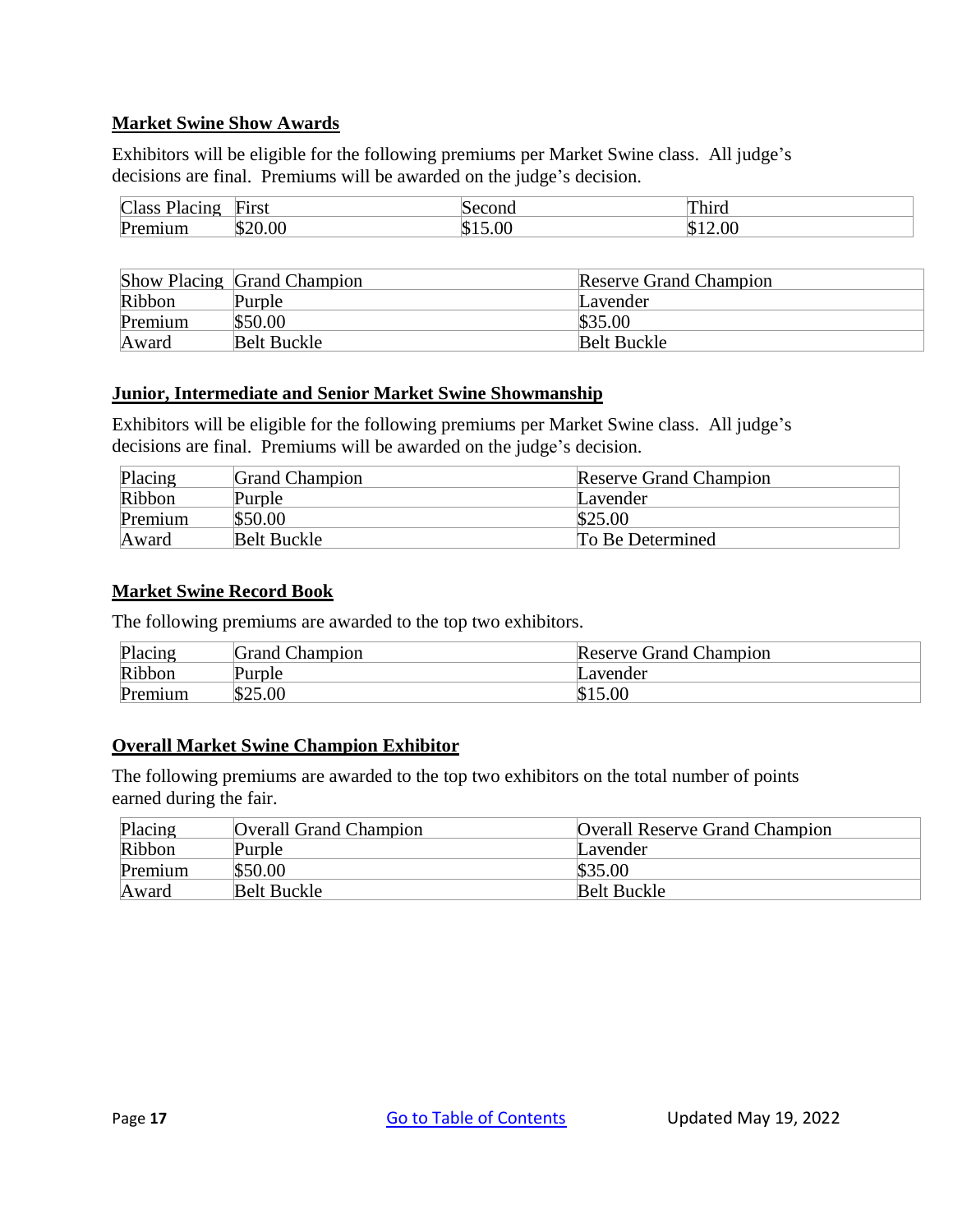**Market Swine Show Awards**

Exhibitors will be eligible for the following premiums per Market Swine class. All judge's decisions are final. Premiums will be awarded on the judge's decision.

| Class Placing | First | Second | Third |
|---|---|---|---|
| Premium | $20.00 | $15.00 | $12.00 |

| Show Placing | Grand Champion | Reserve Grand Champion |
|---|---|---|
| Ribbon | Purple | Lavender |
| Premium | $50.00 | $35.00 |
| Award | Belt Buckle | Belt Buckle |

**Junior, Intermediate and Senior Market Swine Showmanship**

Exhibitors will be eligible for the following premiums per Market Swine class. All judge's decisions are final. Premiums will be awarded on the judge's decision.

| Placing | Grand Champion | Reserve Grand Champion |
|---|---|---|
| Ribbon | Purple | Lavender |
| Premium | $50.00 | $25.00 |
| Award | Belt Buckle | To Be Determined |

**Market Swine Record Book**

The following premiums are awarded to the top two exhibitors.

| Placing | Grand Champion | Reserve Grand Champion |
|---|---|---|
| Ribbon | Purple | Lavender |
| Premium | $25.00 | $15.00 |

**Overall Market Swine Champion Exhibitor**

The following premiums are awarded to the top two exhibitors on the total number of points earned during the fair.

| Placing | Overall Grand Champion | Overall Reserve Grand Champion |
|---|---|---|
| Ribbon | Purple | Lavender |
| Premium | $50.00 | $35.00 |
| Award | Belt Buckle | Belt Buckle |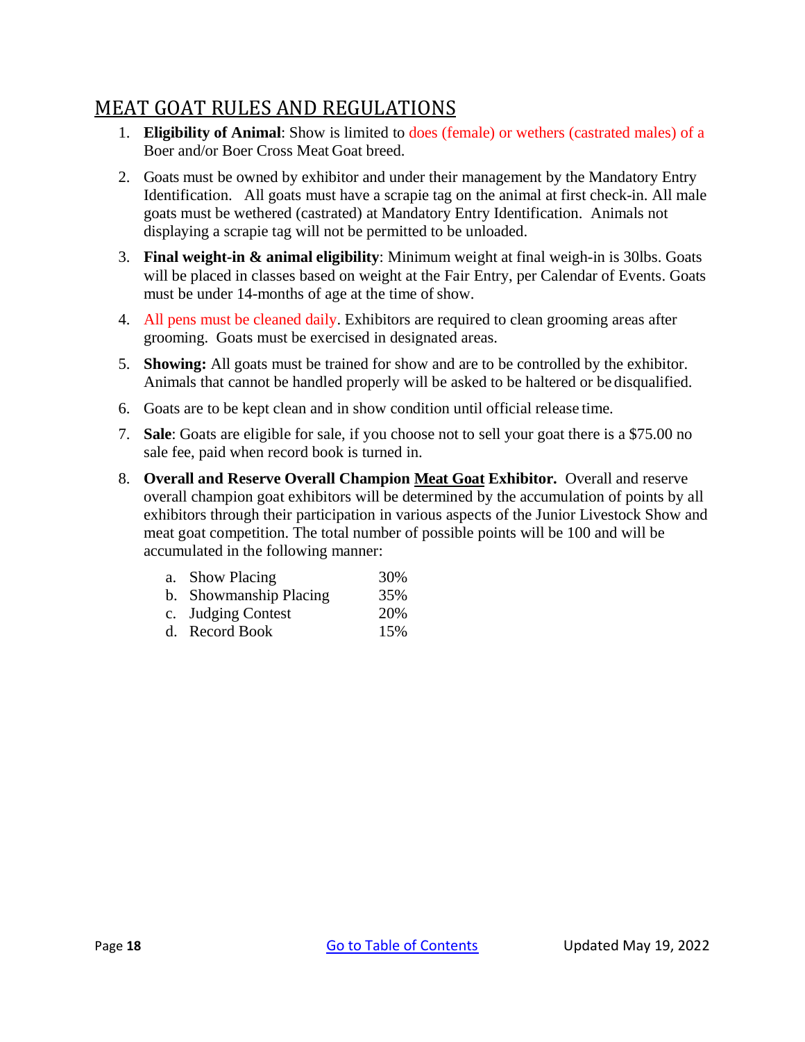## MEAT GOAT RULES AND REGULATIONS

1. **Eligibility of Animal**: Show is limited to does (female) or wethers (castrated males) of a Boer and/or Boer Cross Meat Goat breed.
2. Goats must be owned by exhibitor and under their management by the Mandatory Entry Identification. All goats must have a scrapie tag on the animal at first check-in. All male goats must be wethered (castrated) at Mandatory Entry Identification. Animals not displaying a scrapie tag will not be permitted to be unloaded.
3. **Final weight-in & animal eligibility**: Minimum weight at final weigh-in is 30lbs. Goats will be placed in classes based on weight at the Fair Entry, per Calendar of Events. Goats must be under 14-months of age at the time of show.
4. All pens must be cleaned daily. Exhibitors are required to clean grooming areas after grooming. Goats must be exercised in designated areas.
5. **Showing:** All goats must be trained for show and are to be controlled by the exhibitor. Animals that cannot be handled properly will be asked to be haltered or be disqualified.
6. Goats are to be kept clean and in show condition until official release time.
7. **Sale**: Goats are eligible for sale, if you choose not to sell your goat there is a $75.00 no sale fee, paid when record book is turned in.
8. **Overall and Reserve Overall Champion Meat Goat Exhibitor.** Overall and reserve overall champion goat exhibitors will be determined by the accumulation of points by all exhibitors through their participation in various aspects of the Junior Livestock Show and meat goat competition. The total number of possible points will be 100 and will be accumulated in the following manner:

   a. Show Placing 30%
   b. Showmanship Placing 35%
   c. Judging Contest 20%
   d. Record Book 15%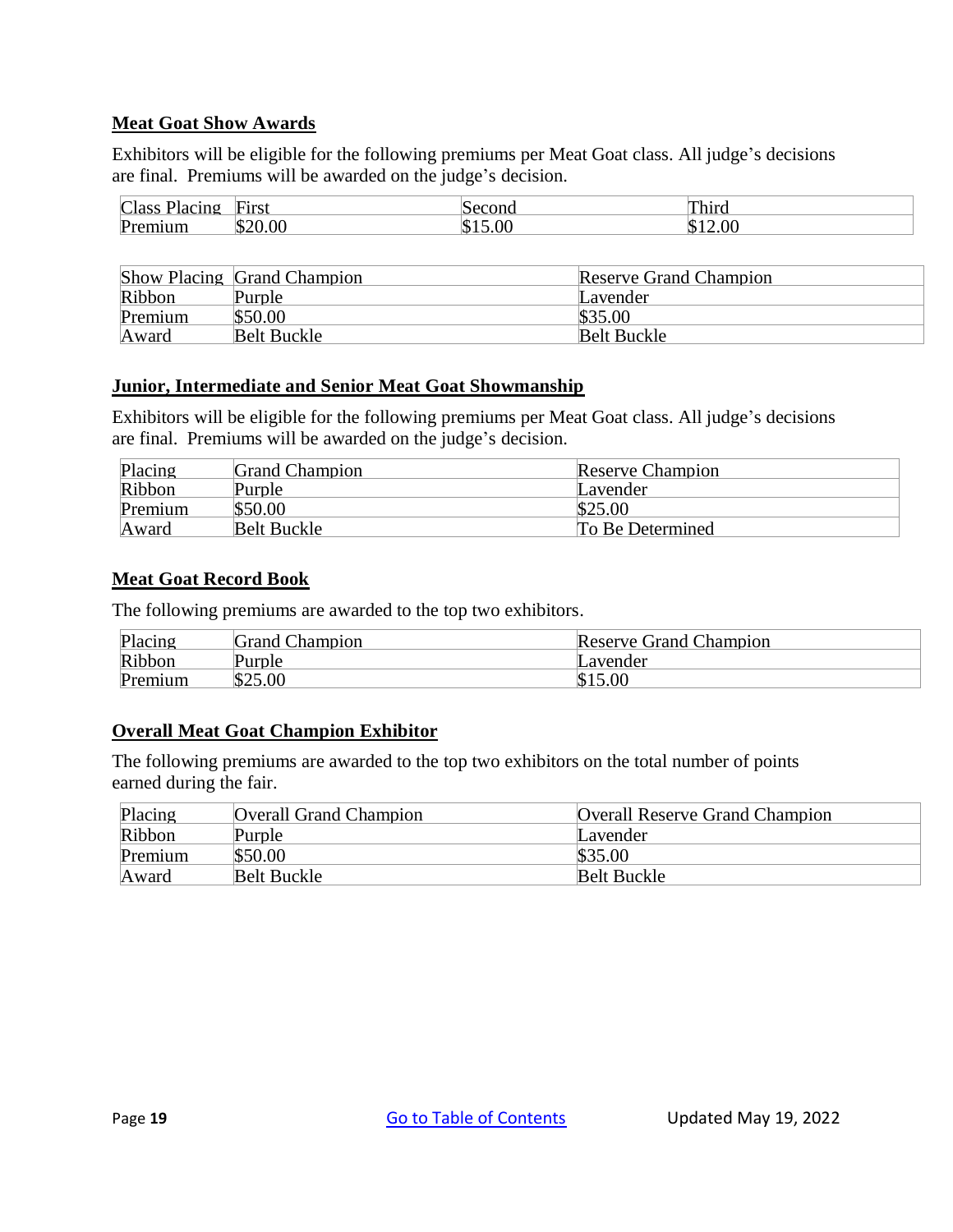**Meat Goat Show Awards**

Exhibitors will be eligible for the following premiums per Meat Goat class. All judge's decisions are final. Premiums will be awarded on the judge's decision.

| Class Placing | First | Second | Third |
|---|---|---|---|
| Premium | $20.00 | $15.00 | $12.00 |

| Show Placing | Grand Champion | Reserve Grand Champion |
|---|---|---|
| Ribbon | Purple | Lavender |
| Premium | $50.00 | $35.00 |
| Award | Belt Buckle | Belt Buckle |

**Junior, Intermediate and Senior Meat Goat Showmanship**

Exhibitors will be eligible for the following premiums per Meat Goat class. All judge's decisions are final. Premiums will be awarded on the judge's decision.

| Placing | Grand Champion | Reserve Champion |
|---|---|---|
| Ribbon | Purple | Lavender |
| Premium | $50.00 | $25.00 |
| Award | Belt Buckle | To Be Determined |

**Meat Goat Record Book**

The following premiums are awarded to the top two exhibitors.

| Placing | Grand Champion | Reserve Grand Champion |
|---|---|---|
| Ribbon | Purple | Lavender |
| Premium | $25.00 | $15.00 |

**Overall Meat Goat Champion Exhibitor**

The following premiums are awarded to the top two exhibitors on the total number of points earned during the fair.

| Placing | Overall Grand Champion | Overall Reserve Grand Champion |
|---|---|---|
| Ribbon | Purple | Lavender |
| Premium | $50.00 | $35.00 |
| Award | Belt Buckle | Belt Buckle |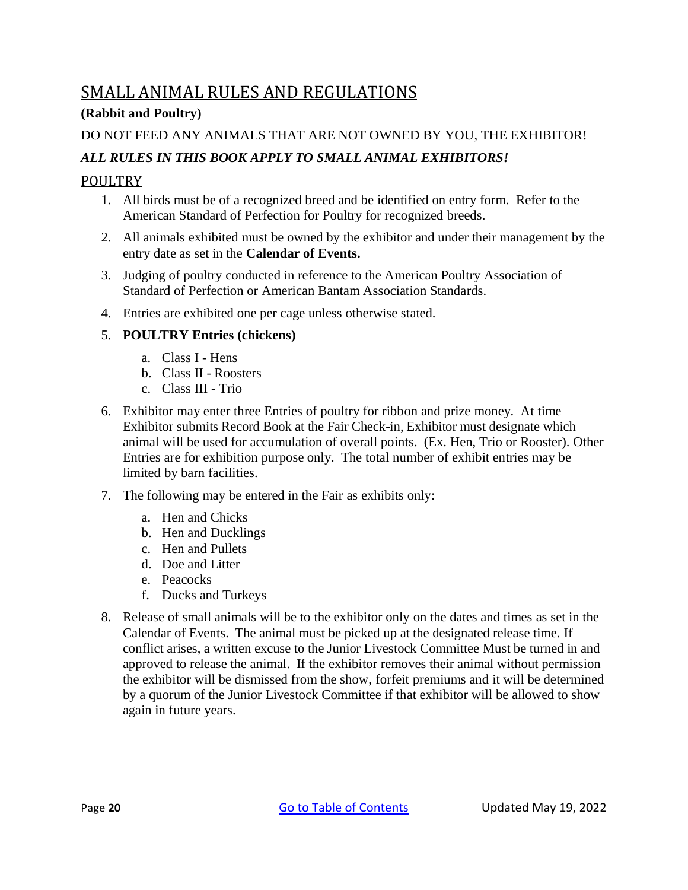# SMALL ANIMAL RULES AND REGULATIONS

**(Rabbit and Poultry)**

DO NOT FEED ANY ANIMALS THAT ARE NOT OWNED BY YOU, THE EXHIBITOR!

***ALL RULES IN THIS BOOK APPLY TO SMALL ANIMAL EXHIBITORS!***

## POULTRY

1. All birds must be of a recognized breed and be identified on entry form. Refer to the American Standard of Perfection for Poultry for recognized breeds.
2. All animals exhibited must be owned by the exhibitor and under their management by the entry date as set in the **Calendar of Events.**
3. Judging of poultry conducted in reference to the American Poultry Association of Standard of Perfection or American Bantam Association Standards.
4. Entries are exhibited one per cage unless otherwise stated.
5. **POULTRY Entries (chickens)**
   a. Class I - Hens
   b. Class II - Roosters
   c. Class III - Trio
6. Exhibitor may enter three Entries of poultry for ribbon and prize money. At time Exhibitor submits Record Book at the Fair Check-in, Exhibitor must designate which animal will be used for accumulation of overall points. (Ex. Hen, Trio or Rooster). Other Entries are for exhibition purpose only. The total number of exhibit entries may be limited by barn facilities.
7. The following may be entered in the Fair as exhibits only:
   a. Hen and Chicks
   b. Hen and Ducklings
   c. Hen and Pullets
   d. Doe and Litter
   e. Peacocks
   f. Ducks and Turkeys
8. Release of small animals will be to the exhibitor only on the dates and times as set in the Calendar of Events. The animal must be picked up at the designated release time. If conflict arises, a written excuse to the Junior Livestock Committee Must be turned in and approved to release the animal. If the exhibitor removes their animal without permission the exhibitor will be dismissed from the show, forfeit premiums and it will be determined by a quorum of the Junior Livestock Committee if that exhibitor will be allowed to show again in future years.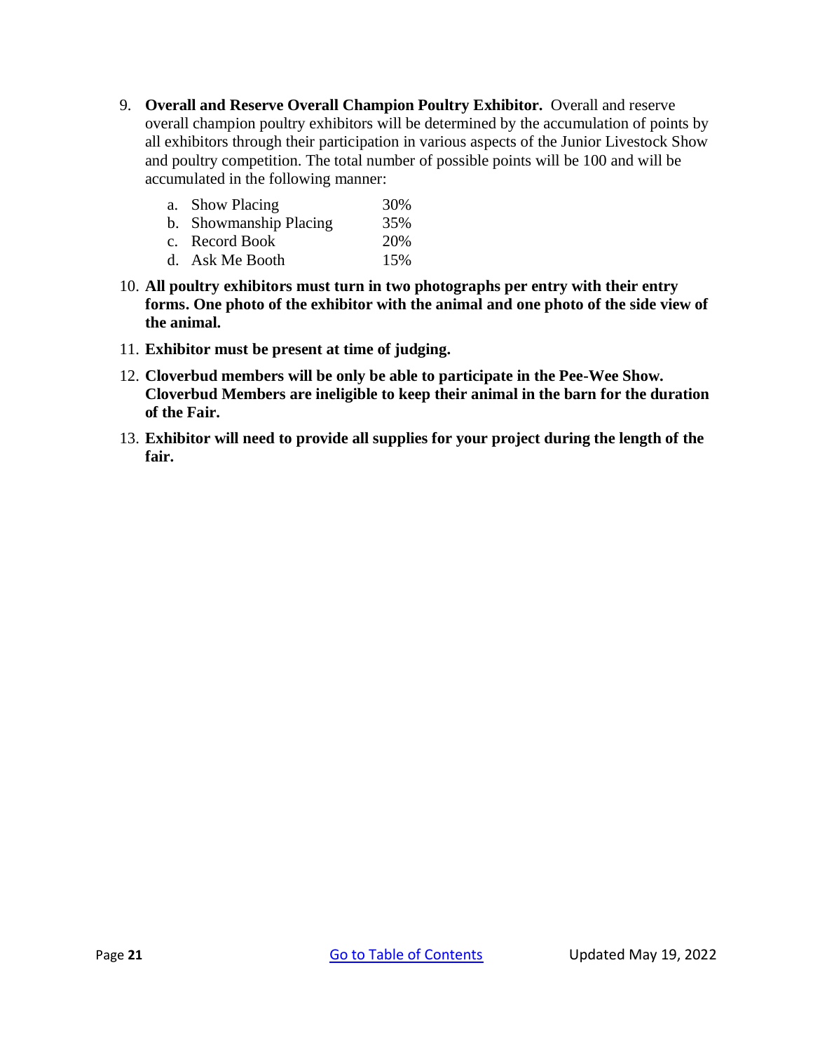9. **Overall and Reserve Overall Champion Poultry Exhibitor.** Overall and reserve overall champion poultry exhibitors will be determined by the accumulation of points by all exhibitors through their participation in various aspects of the Junior Livestock Show and poultry competition. The total number of possible points will be 100 and will be accumulated in the following manner:

   a. Show Placing 30%
   b. Showmanship Placing 35%
   c. Record Book 20%
   d. Ask Me Booth 15%

10. **All poultry exhibitors must turn in two photographs per entry with their entry forms. One photo of the exhibitor with the animal and one photo of the side view of the animal.**

11. **Exhibitor must be present at time of judging.**

12. **Cloverbud members will be only be able to participate in the Pee-Wee Show. Cloverbud Members are ineligible to keep their animal in the barn for the duration of the Fair.**

13. **Exhibitor will need to provide all supplies for your project during the length of the fair.**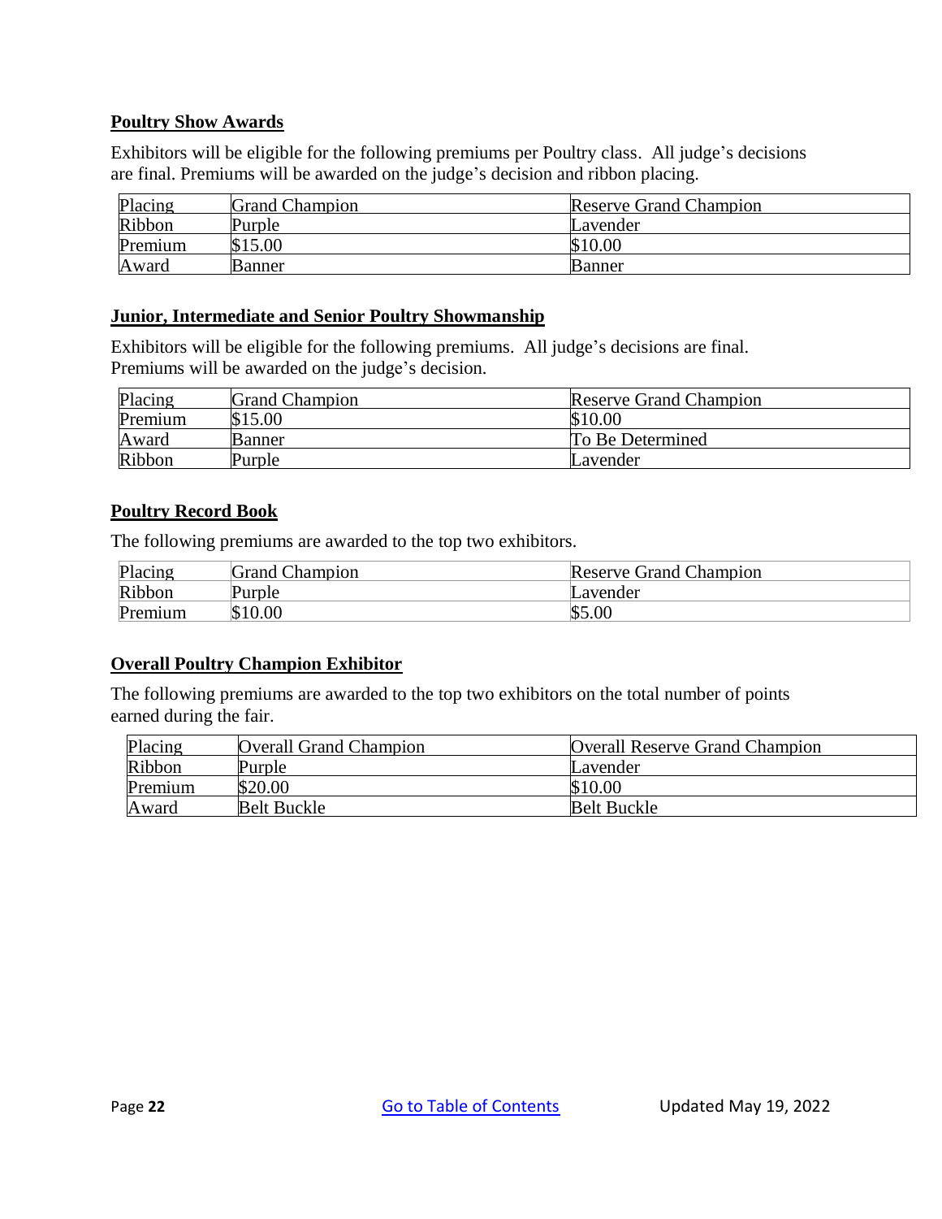**Poultry Show Awards**

Exhibitors will be eligible for the following premiums per Poultry class. All judge's decisions are final. Premiums will be awarded on the judge's decision and ribbon placing.

| Placing | Grand Champion | Reserve Grand Champion |
|---|---|---|
| Ribbon | Purple | Lavender |
| Premium | $15.00 | $10.00 |
| Award | Banner | Banner |

**Junior, Intermediate and Senior Poultry Showmanship**

Exhibitors will be eligible for the following premiums. All judge's decisions are final. Premiums will be awarded on the judge's decision.

| Placing | Grand Champion | Reserve Grand Champion |
|---|---|---|
| Premium | $15.00 | $10.00 |
| Award | Banner | To Be Determined |
| Ribbon | Purple | Lavender |

**Poultry Record Book**

The following premiums are awarded to the top two exhibitors.

| Placing | Grand Champion | Reserve Grand Champion |
|---|---|---|
| Ribbon | Purple | Lavender |
| Premium | $10.00 | $5.00 |

**Overall Poultry Champion Exhibitor**

The following premiums are awarded to the top two exhibitors on the total number of points earned during the fair.

| Placing | Overall Grand Champion | Overall Reserve Grand Champion |
|---|---|---|
| Ribbon | Purple | Lavender |
| Premium | $20.00 | $10.00 |
| Award | Belt Buckle | Belt Buckle |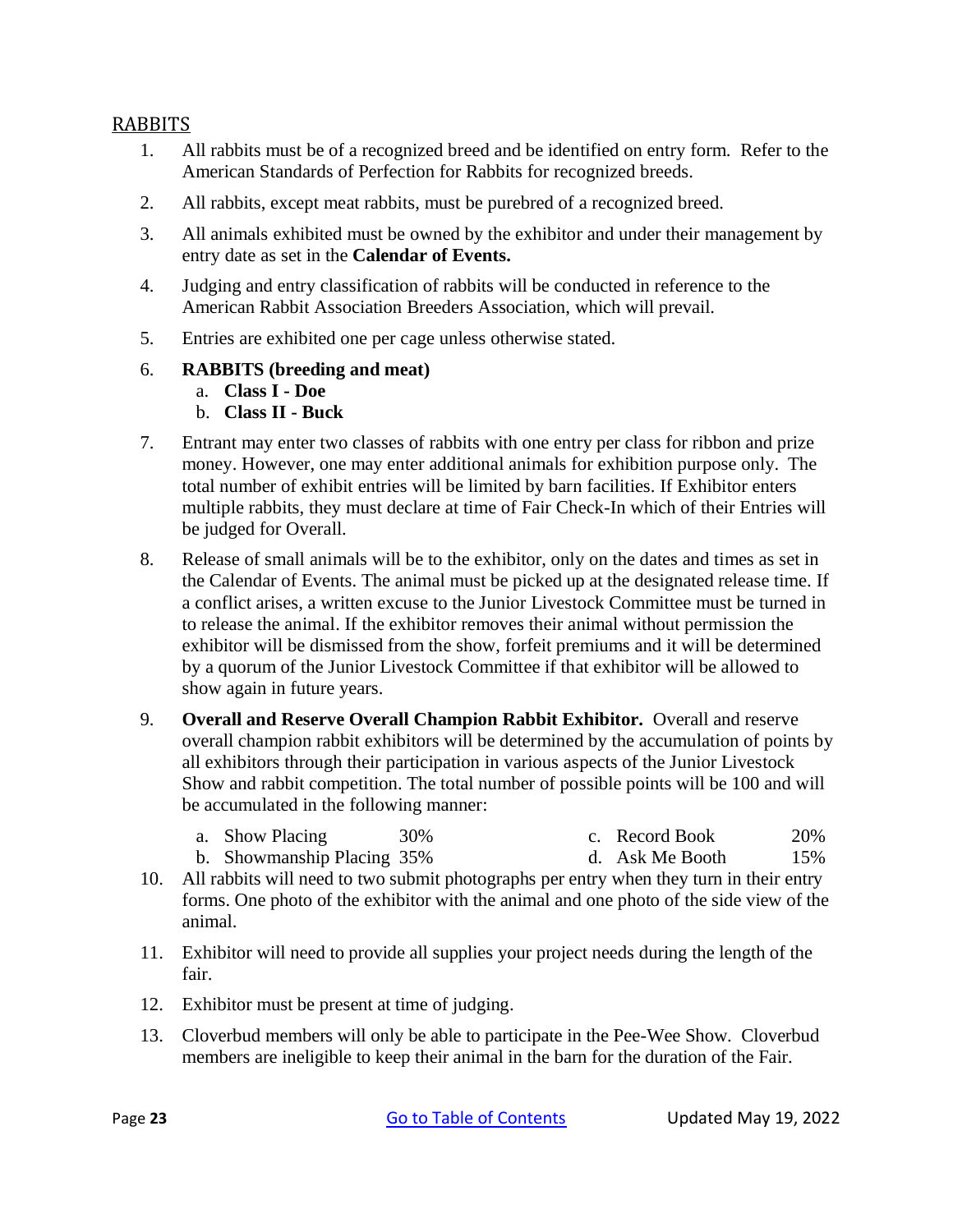## RABBITS

1. All rabbits must be of a recognized breed and be identified on entry form. Refer to the American Standards of Perfection for Rabbits for recognized breeds.
2. All rabbits, except meat rabbits, must be purebred of a recognized breed.
3. All animals exhibited must be owned by the exhibitor and under their management by entry date as set in the **Calendar of Events.**
4. Judging and entry classification of rabbits will be conducted in reference to the American Rabbit Association Breeders Association, which will prevail.
5. Entries are exhibited one per cage unless otherwise stated.
6. **RABBITS (breeding and meat)**
   a. **Class I - Doe**
   b. **Class II - Buck**
7. Entrant may enter two classes of rabbits with one entry per class for ribbon and prize money. However, one may enter additional animals for exhibition purpose only. The total number of exhibit entries will be limited by barn facilities. If Exhibitor enters multiple rabbits, they must declare at time of Fair Check-In which of their Entries will be judged for Overall.
8. Release of small animals will be to the exhibitor, only on the dates and times as set in the Calendar of Events. The animal must be picked up at the designated release time. If a conflict arises, a written excuse to the Junior Livestock Committee must be turned in to release the animal. If the exhibitor removes their animal without permission the exhibitor will be dismissed from the show, forfeit premiums and it will be determined by a quorum of the Junior Livestock Committee if that exhibitor will be allowed to show again in future years.
9. **Overall and Reserve Overall Champion Rabbit Exhibitor.** Overall and reserve overall champion rabbit exhibitors will be determined by the accumulation of points by all exhibitors through their participation in various aspects of the Junior Livestock Show and rabbit competition. The total number of possible points will be 100 and will be accumulated in the following manner:
   a. Show Placing 30%
   b. Showmanship Placing 35%
   c. Record Book 20%
   d. Ask Me Booth 15%
10. All rabbits will need to two submit photographs per entry when they turn in their entry forms. One photo of the exhibitor with the animal and one photo of the side view of the animal.
11. Exhibitor will need to provide all supplies your project needs during the length of the fair.
12. Exhibitor must be present at time of judging.
13. Cloverbud members will only be able to participate in the Pee-Wee Show. Cloverbud members are ineligible to keep their animal in the barn for the duration of the Fair.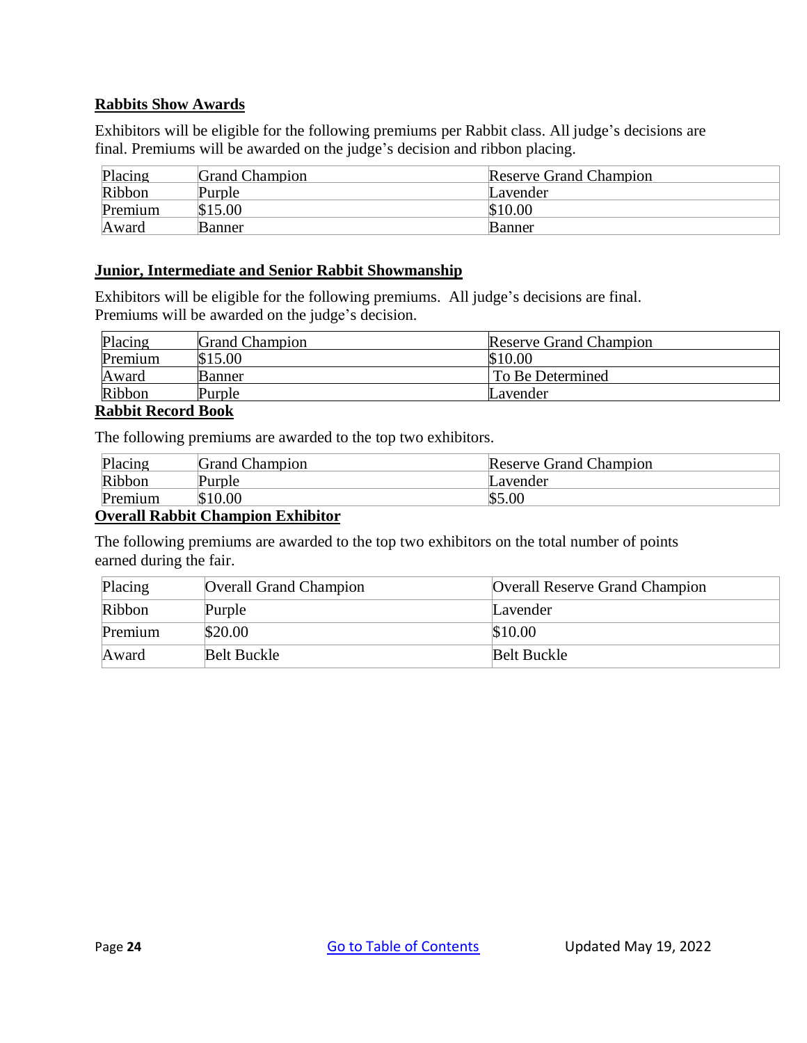## Rabbits Show Awards

Exhibitors will be eligible for the following premiums per Rabbit class. All judge's decisions are final. Premiums will be awarded on the judge's decision and ribbon placing.

| Placing | Grand Champion | Reserve Grand Champion |
|---|---|---|
| Ribbon | Purple | Lavender |
| Premium | $15.00 | $10.00 |
| Award | Banner | Banner |

## Junior, Intermediate and Senior Rabbit Showmanship

Exhibitors will be eligible for the following premiums. All judge's decisions are final. Premiums will be awarded on the judge's decision.

| Placing | Grand Champion | Reserve Grand Champion |
|---|---|---|
| Premium | $15.00 | $10.00 |
| Award | Banner | To Be Determined |
| Ribbon | Purple | Lavender |

## Rabbit Record Book

The following premiums are awarded to the top two exhibitors.

| Placing | Grand Champion | Reserve Grand Champion |
|---|---|---|
| Ribbon | Purple | Lavender |
| Premium | $10.00 | $5.00 |

## Overall Rabbit Champion Exhibitor

The following premiums are awarded to the top two exhibitors on the total number of points earned during the fair.

| Placing | Overall Grand Champion | Overall Reserve Grand Champion |
|---|---|---|
| Ribbon | Purple | Lavender |
| Premium | $20.00 | $10.00 |
| Award | Belt Buckle | Belt Buckle |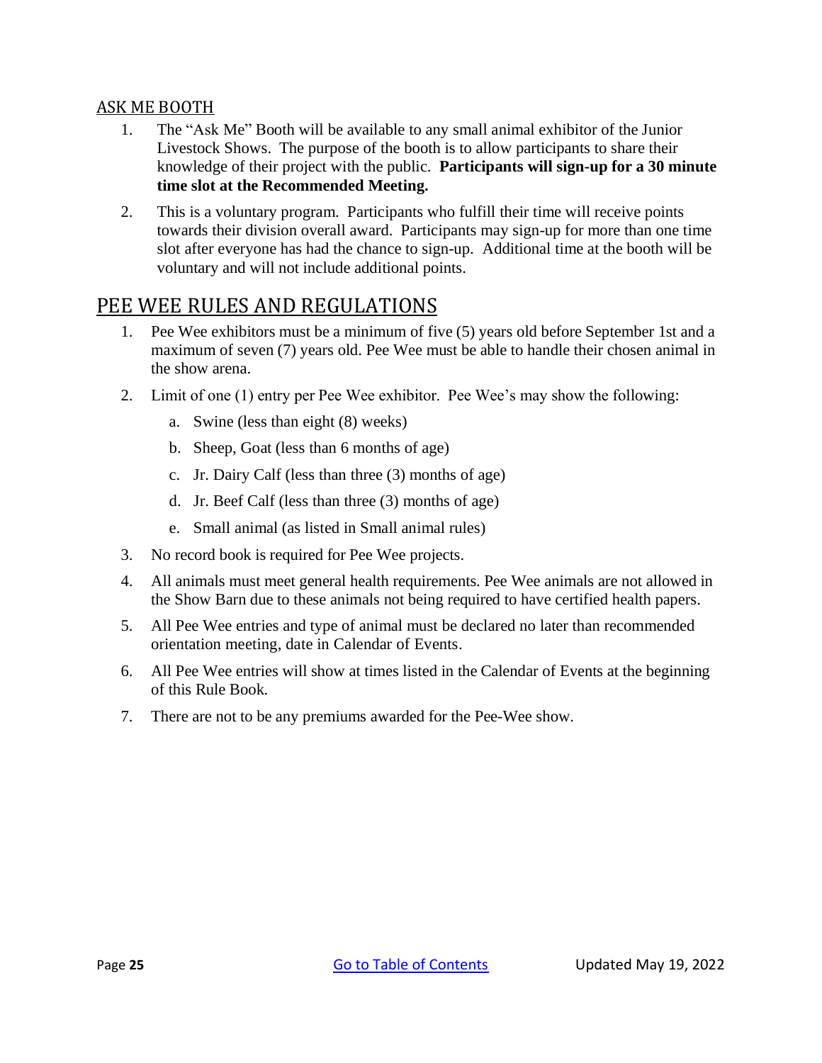## ASK ME BOOTH

1. The "Ask Me" Booth will be available to any small animal exhibitor of the Junior Livestock Shows. The purpose of the booth is to allow participants to share their knowledge of their project with the public. **Participants will sign-up for a 30 minute time slot at the Recommended Meeting.**
2. This is a voluntary program. Participants who fulfill their time will receive points towards their division overall award. Participants may sign-up for more than one time slot after everyone has had the chance to sign-up. Additional time at the booth will be voluntary and will not include additional points.

# PEE WEE RULES AND REGULATIONS

1. Pee Wee exhibitors must be a minimum of five (5) years old before September 1st and a maximum of seven (7) years old. Pee Wee must be able to handle their chosen animal in the show arena.
2. Limit of one (1) entry per Pee Wee exhibitor. Pee Wee's may show the following:
   a. Swine (less than eight (8) weeks)
   b. Sheep, Goat (less than 6 months of age)
   c. Jr. Dairy Calf (less than three (3) months of age)
   d. Jr. Beef Calf (less than three (3) months of age)
   e. Small animal (as listed in Small animal rules)
3. No record book is required for Pee Wee projects.
4. All animals must meet general health requirements. Pee Wee animals are not allowed in the Show Barn due to these animals not being required to have certified health papers.
5. All Pee Wee entries and type of animal must be declared no later than recommended orientation meeting, date in Calendar of Events.
6. All Pee Wee entries will show at times listed in the Calendar of Events at the beginning of this Rule Book.
7. There are not to be any premiums awarded for the Pee-Wee show.